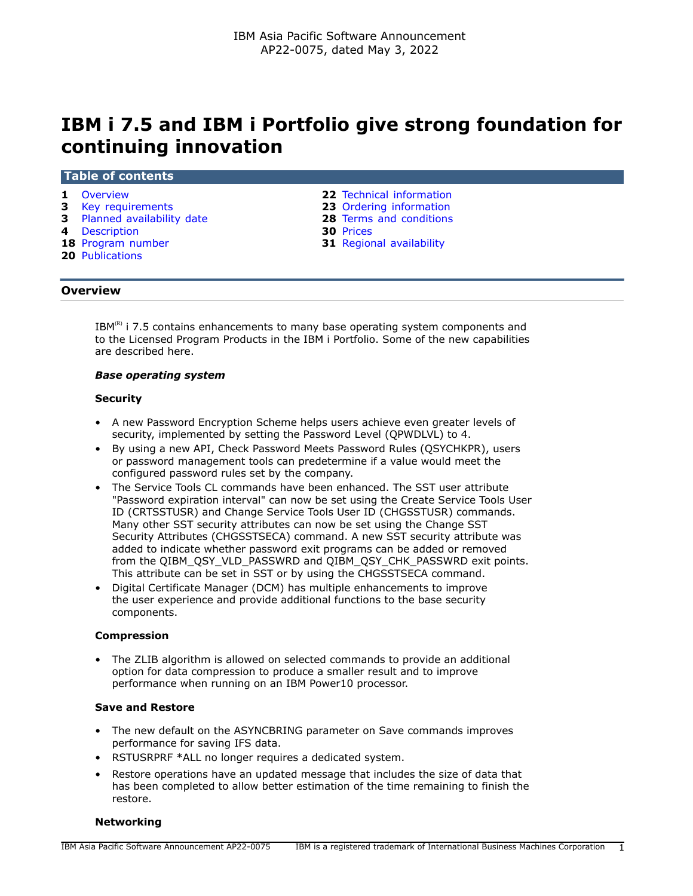IBM Asia Pacific Software Announcement
AP22-0075, dated May 3, 2022

# IBM i 7.5 and IBM i Portfolio give strong foundation for continuing innovation

## Table of contents

- **1** Overview
- **3** Key requirements
- **3** Planned availability date
- **4** Description
- **18** Program number
- **20** Publications
- **22** Technical information
- **23** Ordering information
- **28** Terms and conditions
- **30** Prices
- **31** Regional availability

## Overview

IBM(R) i 7.5 contains enhancements to many base operating system components and to the Licensed Program Products in the IBM i Portfolio. Some of the new capabilities are described here.

***Base operating system***

**Security**

- A new Password Encryption Scheme helps users achieve even greater levels of security, implemented by setting the Password Level (QPWDLVL) to 4.
- By using a new API, Check Password Meets Password Rules (QSYCHKPR), users or password management tools can predetermine if a value would meet the configured password rules set by the company.
- The Service Tools CL commands have been enhanced. The SST user attribute "Password expiration interval" can now be set using the Create Service Tools User ID (CRTSSTUSR) and Change Service Tools User ID (CHGSSTUSR) commands. Many other SST security attributes can now be set using the Change SST Security Attributes (CHGSSTSECA) command. A new SST security attribute was added to indicate whether password exit programs can be added or removed from the QIBM_QSY_VLD_PASSWRD and QIBM_QSY_CHK_PASSWRD exit points. This attribute can be set in SST or by using the CHGSSTSECA command.
- Digital Certificate Manager (DCM) has multiple enhancements to improve the user experience and provide additional functions to the base security components.

**Compression**

- The ZLIB algorithm is allowed on selected commands to provide an additional option for data compression to produce a smaller result and to improve performance when running on an IBM Power10 processor.

**Save and Restore**

- The new default on the ASYNCBRING parameter on Save commands improves performance for saving IFS data.
- RSTUSRPRF *ALL no longer requires a dedicated system.
- Restore operations have an updated message that includes the size of data that has been completed to allow better estimation of the time remaining to finish the restore.

**Networking**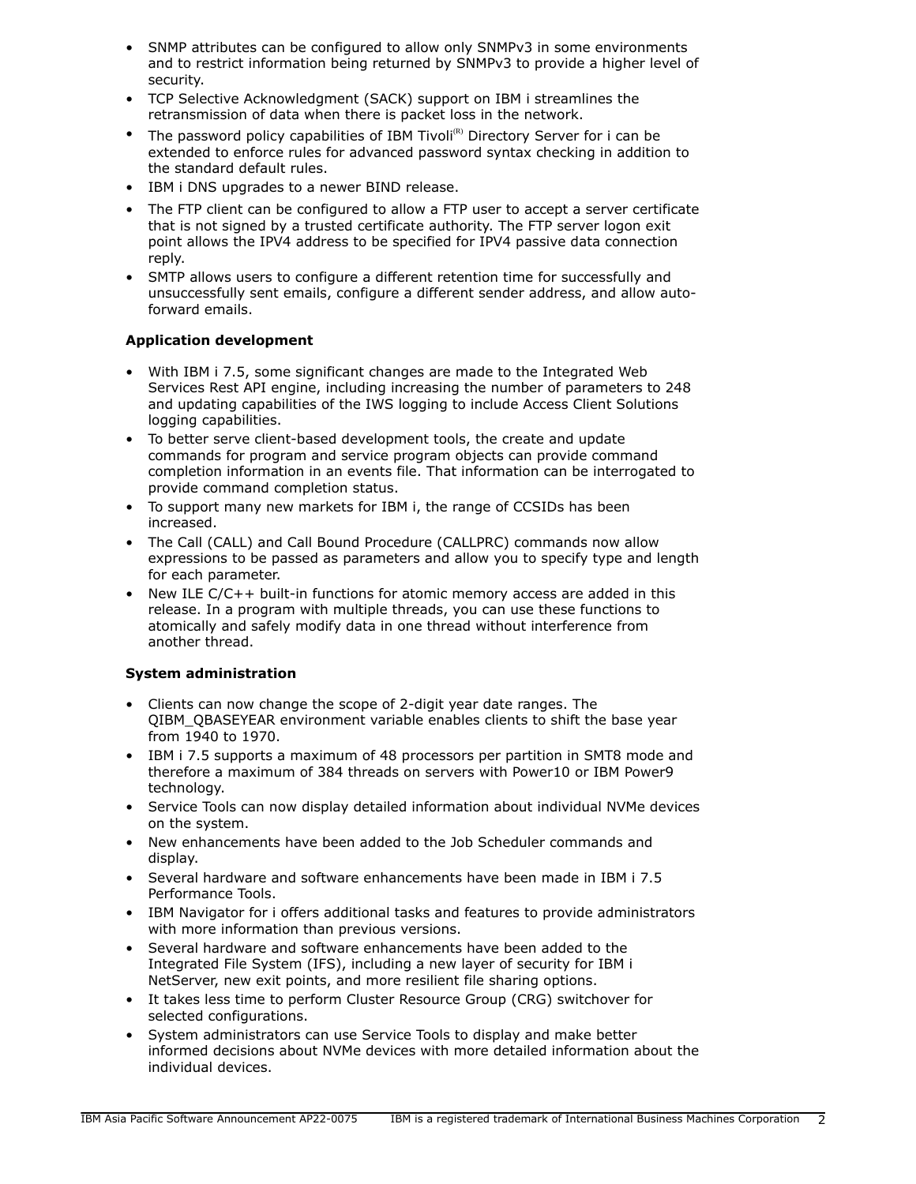- SNMP attributes can be configured to allow only SNMPv3 in some environments and to restrict information being returned by SNMPv3 to provide a higher level of security.
- TCP Selective Acknowledgment (SACK) support on IBM i streamlines the retransmission of data when there is packet loss in the network.
- The password policy capabilities of IBM Tivoli(R) Directory Server for i can be extended to enforce rules for advanced password syntax checking in addition to the standard default rules.
- IBM i DNS upgrades to a newer BIND release.
- The FTP client can be configured to allow a FTP user to accept a server certificate that is not signed by a trusted certificate authority. The FTP server logon exit point allows the IPV4 address to be specified for IPV4 passive data connection reply.
- SMTP allows users to configure a different retention time for successfully and unsuccessfully sent emails, configure a different sender address, and allow auto-forward emails.

**Application development**

- With IBM i 7.5, some significant changes are made to the Integrated Web Services Rest API engine, including increasing the number of parameters to 248 and updating capabilities of the IWS logging to include Access Client Solutions logging capabilities.
- To better serve client-based development tools, the create and update commands for program and service program objects can provide command completion information in an events file. That information can be interrogated to provide command completion status.
- To support many new markets for IBM i, the range of CCSIDs has been increased.
- The Call (CALL) and Call Bound Procedure (CALLPRC) commands now allow expressions to be passed as parameters and allow you to specify type and length for each parameter.
- New ILE C/C++ built-in functions for atomic memory access are added in this release. In a program with multiple threads, you can use these functions to atomically and safely modify data in one thread without interference from another thread.

**System administration**

- Clients can now change the scope of 2-digit year date ranges. The QIBM_QBASEYEAR environment variable enables clients to shift the base year from 1940 to 1970.
- IBM i 7.5 supports a maximum of 48 processors per partition in SMT8 mode and therefore a maximum of 384 threads on servers with Power10 or IBM Power9 technology.
- Service Tools can now display detailed information about individual NVMe devices on the system.
- New enhancements have been added to the Job Scheduler commands and display.
- Several hardware and software enhancements have been made in IBM i 7.5 Performance Tools.
- IBM Navigator for i offers additional tasks and features to provide administrators with more information than previous versions.
- Several hardware and software enhancements have been added to the Integrated File System (IFS), including a new layer of security for IBM i NetServer, new exit points, and more resilient file sharing options.
- It takes less time to perform Cluster Resource Group (CRG) switchover for selected configurations.
- System administrators can use Service Tools to display and make better informed decisions about NVMe devices with more detailed information about the individual devices.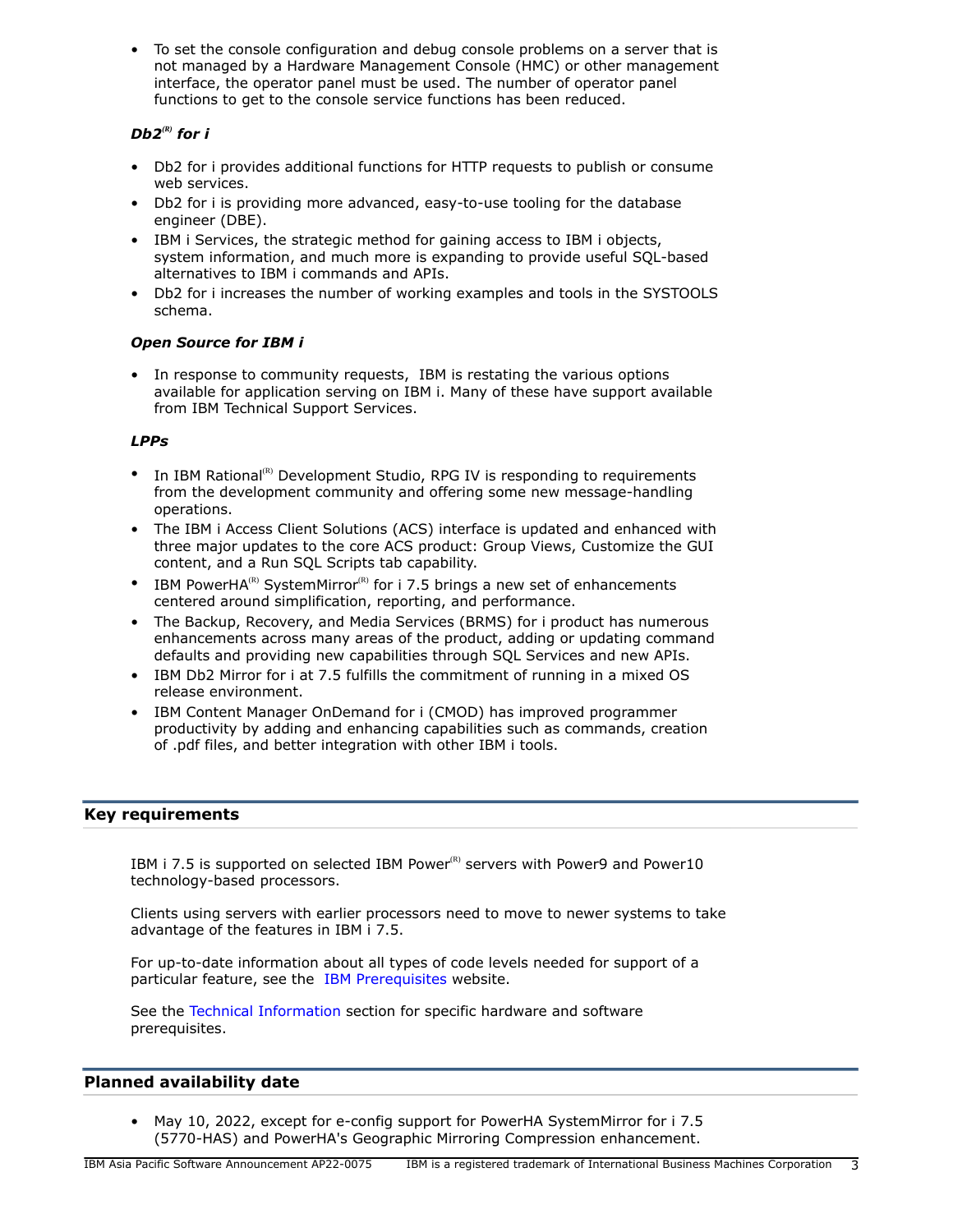- To set the console configuration and debug console problems on a server that is not managed by a Hardware Management Console (HMC) or other management interface, the operator panel must be used. The number of operator panel functions to get to the console service functions has been reduced.

### *Db2(R) for i*

- Db2 for i provides additional functions for HTTP requests to publish or consume web services.
- Db2 for i is providing more advanced, easy-to-use tooling for the database engineer (DBE).
- IBM i Services, the strategic method for gaining access to IBM i objects, system information, and much more is expanding to provide useful SQL-based alternatives to IBM i commands and APIs.
- Db2 for i increases the number of working examples and tools in the SYSTOOLS schema.

### *Open Source for IBM i*

- In response to community requests, IBM is restating the various options available for application serving on IBM i. Many of these have support available from IBM Technical Support Services.

### *LPPs*

- In IBM Rational(R) Development Studio, RPG IV is responding to requirements from the development community and offering some new message-handling operations.
- The IBM i Access Client Solutions (ACS) interface is updated and enhanced with three major updates to the core ACS product: Group Views, Customize the GUI content, and a Run SQL Scripts tab capability.
- IBM PowerHA(R) SystemMirror(R) for i 7.5 brings a new set of enhancements centered around simplification, reporting, and performance.
- The Backup, Recovery, and Media Services (BRMS) for i product has numerous enhancements across many areas of the product, adding or updating command defaults and providing new capabilities through SQL Services and new APIs.
- IBM Db2 Mirror for i at 7.5 fulfills the commitment of running in a mixed OS release environment.
- IBM Content Manager OnDemand for i (CMOD) has improved programmer productivity by adding and enhancing capabilities such as commands, creation of .pdf files, and better integration with other IBM i tools.

## Key requirements

IBM i 7.5 is supported on selected IBM Power(R) servers with Power9 and Power10 technology-based processors.

Clients using servers with earlier processors need to move to newer systems to take advantage of the features in IBM i 7.5.

For up-to-date information about all types of code levels needed for support of a particular feature, see the IBM Prerequisites website.

See the Technical Information section for specific hardware and software prerequisites.

## Planned availability date

- May 10, 2022, except for e-config support for PowerHA SystemMirror for i 7.5 (5770-HAS) and PowerHA's Geographic Mirroring Compression enhancement.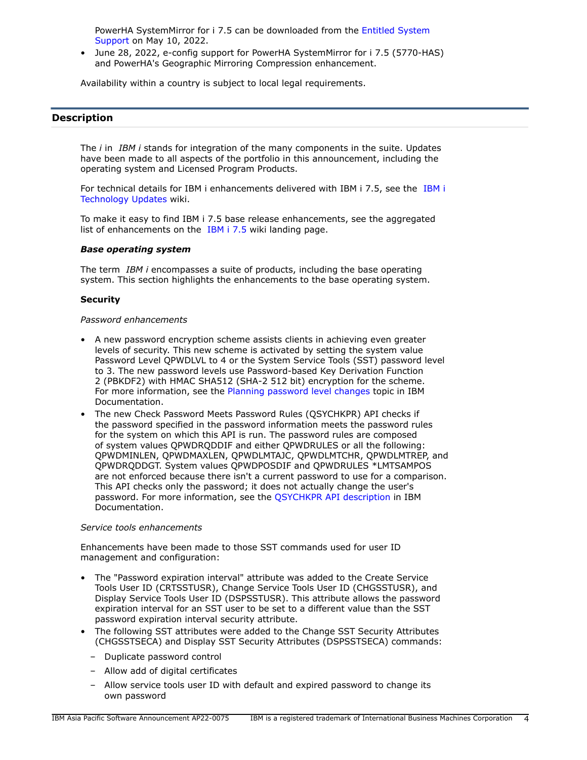PowerHA SystemMirror for i 7.5 can be downloaded from the Entitled System Support on May 10, 2022.

- June 28, 2022, e-config support for PowerHA SystemMirror for i 7.5 (5770-HAS) and PowerHA's Geographic Mirroring Compression enhancement.

Availability within a country is subject to local legal requirements.

## Description

The *i* in *IBM i* stands for integration of the many components in the suite. Updates have been made to all aspects of the portfolio in this announcement, including the operating system and Licensed Program Products.

For technical details for IBM i enhancements delivered with IBM i 7.5, see the IBM i Technology Updates wiki.

To make it easy to find IBM i 7.5 base release enhancements, see the aggregated list of enhancements on the IBM i 7.5 wiki landing page.

***Base operating system***

The term *IBM i* encompasses a suite of products, including the base operating system. This section highlights the enhancements to the base operating system.

**Security**

*Password enhancements*

- A new password encryption scheme assists clients in achieving even greater levels of security. This new scheme is activated by setting the system value Password Level QPWDLVL to 4 or the System Service Tools (SST) password level to 3. The new password levels use Password-based Key Derivation Function 2 (PBKDF2) with HMAC SHA512 (SHA-2 512 bit) encryption for the scheme. For more information, see the Planning password level changes topic in IBM Documentation.
- The new Check Password Meets Password Rules (QSYCHKPR) API checks if the password specified in the password information meets the password rules for the system on which this API is run. The password rules are composed of system values QPWDRQDDIF and either QPWDRULES or all the following: QPWDMINLEN, QPWDMAXLEN, QPWDLMTAJC, QPWDLMTCHR, QPWDLMTREP, and QPWDRQDDGT. System values QPWDPOSDIF and QPWDRULES *LMTSAMPOS are not enforced because there isn't a current password to use for a comparison. This API checks only the password; it does not actually change the user's password. For more information, see the QSYCHKPR API description in IBM Documentation.

*Service tools enhancements*

Enhancements have been made to those SST commands used for user ID management and configuration:

- The "Password expiration interval" attribute was added to the Create Service Tools User ID (CRTSSTUSR), Change Service Tools User ID (CHGSSTUSR), and Display Service Tools User ID (DSPSSTUSR). This attribute allows the password expiration interval for an SST user to be set to a different value than the SST password expiration interval security attribute.
- The following SST attributes were added to the Change SST Security Attributes (CHGSSTSECA) and Display SST Security Attributes (DSPSSTSECA) commands:
  - Duplicate password control
  - Allow add of digital certificates
  - Allow service tools user ID with default and expired password to change its own password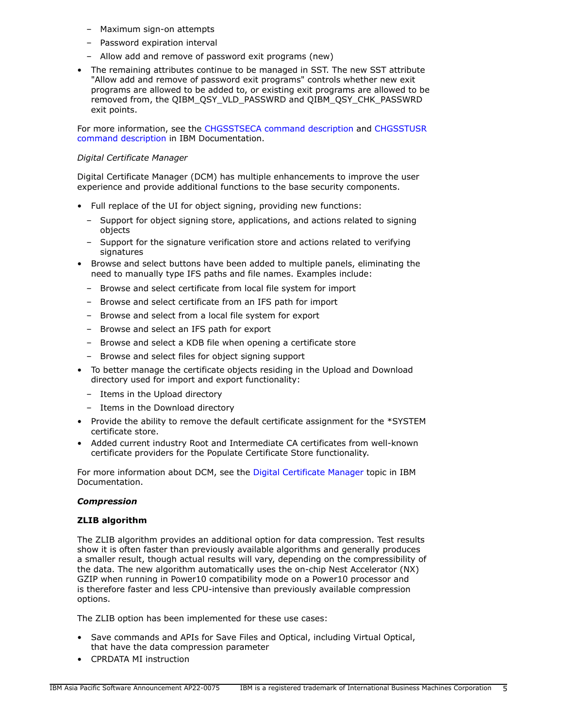- Maximum sign-on attempts
  - Password expiration interval
  - Allow add and remove of password exit programs (new)
- The remaining attributes continue to be managed in SST. The new SST attribute "Allow add and remove of password exit programs" controls whether new exit programs are allowed to be added to, or existing exit programs are allowed to be removed from, the QIBM_QSY_VLD_PASSWRD and QIBM_QSY_CHK_PASSWRD exit points.

For more information, see the CHGSSTSECA command description and CHGSSTUSR command description in IBM Documentation.

*Digital Certificate Manager*

Digital Certificate Manager (DCM) has multiple enhancements to improve the user experience and provide additional functions to the base security components.

- Full replace of the UI for object signing, providing new functions:
  - Support for object signing store, applications, and actions related to signing objects
  - Support for the signature verification store and actions related to verifying signatures
- Browse and select buttons have been added to multiple panels, eliminating the need to manually type IFS paths and file names. Examples include:
  - Browse and select certificate from local file system for import
  - Browse and select certificate from an IFS path for import
  - Browse and select from a local file system for export
  - Browse and select an IFS path for export
  - Browse and select a KDB file when opening a certificate store
  - Browse and select files for object signing support
- To better manage the certificate objects residing in the Upload and Download directory used for import and export functionality:
  - Items in the Upload directory
  - Items in the Download directory
- Provide the ability to remove the default certificate assignment for the *SYSTEM certificate store.
- Added current industry Root and Intermediate CA certificates from well-known certificate providers for the Populate Certificate Store functionality.

For more information about DCM, see the Digital Certificate Manager topic in IBM Documentation.

***Compression***

**ZLIB algorithm**

The ZLIB algorithm provides an additional option for data compression. Test results show it is often faster than previously available algorithms and generally produces a smaller result, though actual results will vary, depending on the compressibility of the data. The new algorithm automatically uses the on-chip Nest Accelerator (NX) GZIP when running in Power10 compatibility mode on a Power10 processor and is therefore faster and less CPU-intensive than previously available compression options.

The ZLIB option has been implemented for these use cases:

- Save commands and APIs for Save Files and Optical, including Virtual Optical, that have the data compression parameter
- CPRDATA MI instruction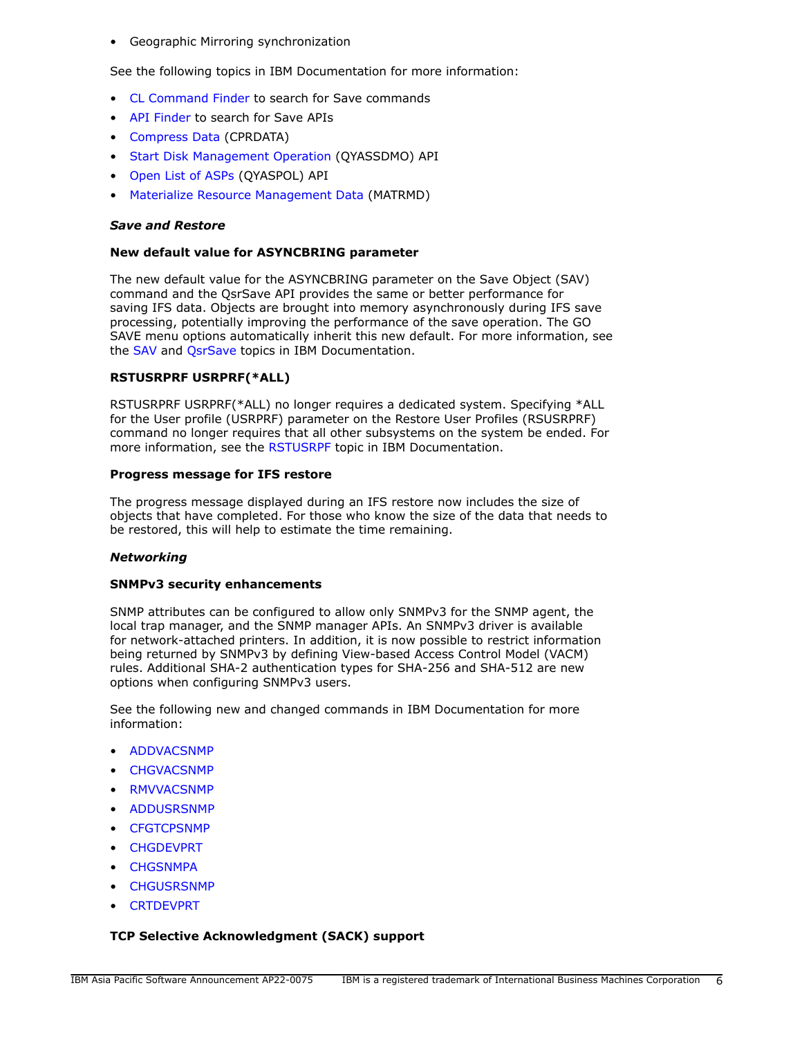- Geographic Mirroring synchronization

See the following topics in IBM Documentation for more information:

- CL Command Finder to search for Save commands
- API Finder to search for Save APIs
- Compress Data (CPRDATA)
- Start Disk Management Operation (QYASSDMO) API
- Open List of ASPs (QYASPOL) API
- Materialize Resource Management Data (MATRMD)

***Save and Restore***

**New default value for ASYNCBRING parameter**

The new default value for the ASYNCBRING parameter on the Save Object (SAV) command and the QsrSave API provides the same or better performance for saving IFS data. Objects are brought into memory asynchronously during IFS save processing, potentially improving the performance of the save operation. The GO SAVE menu options automatically inherit this new default. For more information, see the SAV and QsrSave topics in IBM Documentation.

**RSTUSRPRF USRPRF(*ALL)**

RSTUSRPRF USRPRF(*ALL) no longer requires a dedicated system. Specifying *ALL for the User profile (USRPRF) parameter on the Restore User Profiles (RSUSRPRF) command no longer requires that all other subsystems on the system be ended. For more information, see the RSTUSRPF topic in IBM Documentation.

**Progress message for IFS restore**

The progress message displayed during an IFS restore now includes the size of objects that have completed. For those who know the size of the data that needs to be restored, this will help to estimate the time remaining.

***Networking***

**SNMPv3 security enhancements**

SNMP attributes can be configured to allow only SNMPv3 for the SNMP agent, the local trap manager, and the SNMP manager APIs. An SNMPv3 driver is available for network-attached printers. In addition, it is now possible to restrict information being returned by SNMPv3 by defining View-based Access Control Model (VACM) rules. Additional SHA-2 authentication types for SHA-256 and SHA-512 are new options when configuring SNMPv3 users.

See the following new and changed commands in IBM Documentation for more information:

- ADDVACSNMP
- CHGVACSNMP
- RMVVACSNMP
- ADDUSRSNMP
- CFGTCPSNMP
- CHGDEVPRT
- CHGSNMPA
- CHGUSRSNMP
- CRTDEVPRT

**TCP Selective Acknowledgment (SACK) support**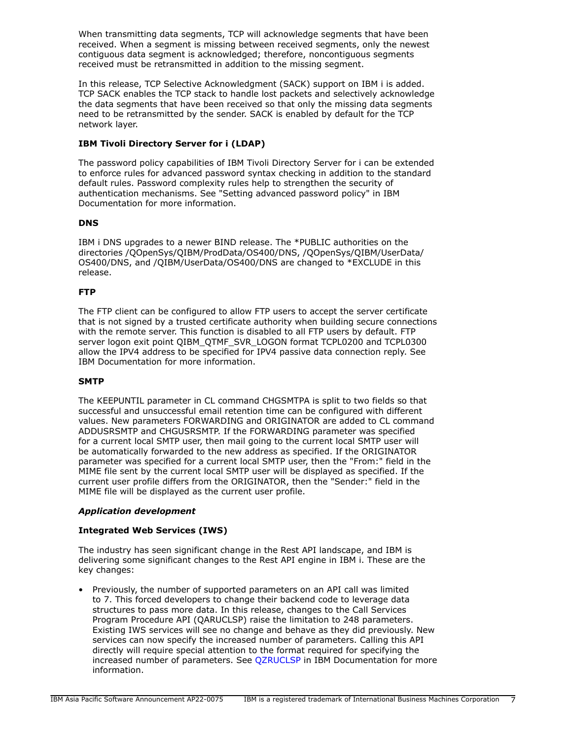When transmitting data segments, TCP will acknowledge segments that have been received. When a segment is missing between received segments, only the newest contiguous data segment is acknowledged; therefore, noncontiguous segments received must be retransmitted in addition to the missing segment.

In this release, TCP Selective Acknowledgment (SACK) support on IBM i is added. TCP SACK enables the TCP stack to handle lost packets and selectively acknowledge the data segments that have been received so that only the missing data segments need to be retransmitted by the sender. SACK is enabled by default for the TCP network layer.

**IBM Tivoli Directory Server for i (LDAP)**

The password policy capabilities of IBM Tivoli Directory Server for i can be extended to enforce rules for advanced password syntax checking in addition to the standard default rules. Password complexity rules help to strengthen the security of authentication mechanisms. See "Setting advanced password policy" in IBM Documentation for more information.

**DNS**

IBM i DNS upgrades to a newer BIND release. The *PUBLIC authorities on the directories /QOpenSys/QIBM/ProdData/OS400/DNS, /QOpenSys/QIBM/UserData/OS400/DNS, and /QIBM/UserData/OS400/DNS are changed to *EXCLUDE in this release.

**FTP**

The FTP client can be configured to allow FTP users to accept the server certificate that is not signed by a trusted certificate authority when building secure connections with the remote server. This function is disabled to all FTP users by default. FTP server logon exit point QIBM_QTMF_SVR_LOGON format TCPL0200 and TCPL0300 allow the IPV4 address to be specified for IPV4 passive data connection reply. See IBM Documentation for more information.

**SMTP**

The KEEPUNTIL parameter in CL command CHGSMTPA is split to two fields so that successful and unsuccessful email retention time can be configured with different values. New parameters FORWARDING and ORIGINATOR are added to CL command ADDUSRSMTP and CHGUSRSMTP. If the FORWARDING parameter was specified for a current local SMTP user, then mail going to the current local SMTP user will be automatically forwarded to the new address as specified. If the ORIGINATOR parameter was specified for a current local SMTP user, then the "From:" field in the MIME file sent by the current local SMTP user will be displayed as specified. If the current user profile differs from the ORIGINATOR, then the "Sender:" field in the MIME file will be displayed as the current user profile.

***Application development***

**Integrated Web Services (IWS)**

The industry has seen significant change in the Rest API landscape, and IBM is delivering some significant changes to the Rest API engine in IBM i. These are the key changes:

- Previously, the number of supported parameters on an API call was limited to 7. This forced developers to change their backend code to leverage data structures to pass more data. In this release, changes to the Call Services Program Procedure API (QARUCLSP) raise the limitation to 248 parameters. Existing IWS services will see no change and behave as they did previously. New services can now specify the increased number of parameters. Calling this API directly will require special attention to the format required for specifying the increased number of parameters. See QZRUCLSP in IBM Documentation for more information.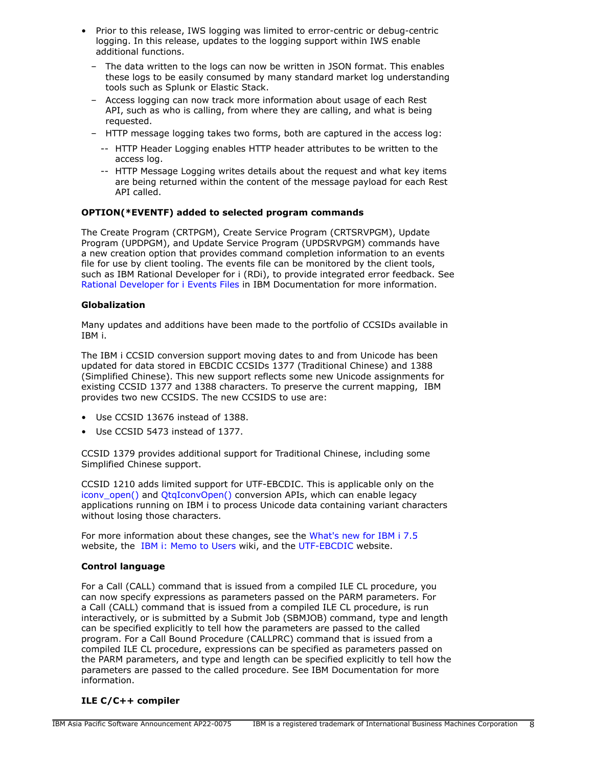- Prior to this release, IWS logging was limited to error-centric or debug-centric logging. In this release, updates to the logging support within IWS enable additional functions.
  - The data written to the logs can now be written in JSON format. This enables these logs to be easily consumed by many standard market log understanding tools such as Splunk or Elastic Stack.
  - Access logging can now track more information about usage of each Rest API, such as who is calling, from where they are calling, and what is being requested.
  - HTTP message logging takes two forms, both are captured in the access log:
    - HTTP Header Logging enables HTTP header attributes to be written to the access log.
    - HTTP Message Logging writes details about the request and what key items are being returned within the content of the message payload for each Rest API called.

**OPTION(*EVENTF) added to selected program commands**

The Create Program (CRTPGM), Create Service Program (CRTSRVPGM), Update Program (UPDPGM), and Update Service Program (UPDSRVPGM) commands have a new creation option that provides command completion information to an events file for use by client tooling. The events file can be monitored by the client tools, such as IBM Rational Developer for i (RDi), to provide integrated error feedback. See Rational Developer for i Events Files in IBM Documentation for more information.

**Globalization**

Many updates and additions have been made to the portfolio of CCSIDs available in IBM i.

The IBM i CCSID conversion support moving dates to and from Unicode has been updated for data stored in EBCDIC CCSIDs 1377 (Traditional Chinese) and 1388 (Simplified Chinese). This new support reflects some new Unicode assignments for existing CCSID 1377 and 1388 characters. To preserve the current mapping, IBM provides two new CCSIDS. The new CCSIDS to use are:

- Use CCSID 13676 instead of 1388.
- Use CCSID 5473 instead of 1377.

CCSID 1379 provides additional support for Traditional Chinese, including some Simplified Chinese support.

CCSID 1210 adds limited support for UTF-EBCDIC. This is applicable only on the iconv_open() and QtqIconvOpen() conversion APIs, which can enable legacy applications running on IBM i to process Unicode data containing variant characters without losing those characters.

For more information about these changes, see the What's new for IBM i 7.5 website, the IBM i: Memo to Users wiki, and the UTF-EBCDIC website.

**Control language**

For a Call (CALL) command that is issued from a compiled ILE CL procedure, you can now specify expressions as parameters passed on the PARM parameters. For a Call (CALL) command that is issued from a compiled ILE CL procedure, is run interactively, or is submitted by a Submit Job (SBMJOB) command, type and length can be specified explicitly to tell how the parameters are passed to the called program. For a Call Bound Procedure (CALLPRC) command that is issued from a compiled ILE CL procedure, expressions can be specified as parameters passed on the PARM parameters, and type and length can be specified explicitly to tell how the parameters are passed to the called procedure. See IBM Documentation for more information.

**ILE C/C++ compiler**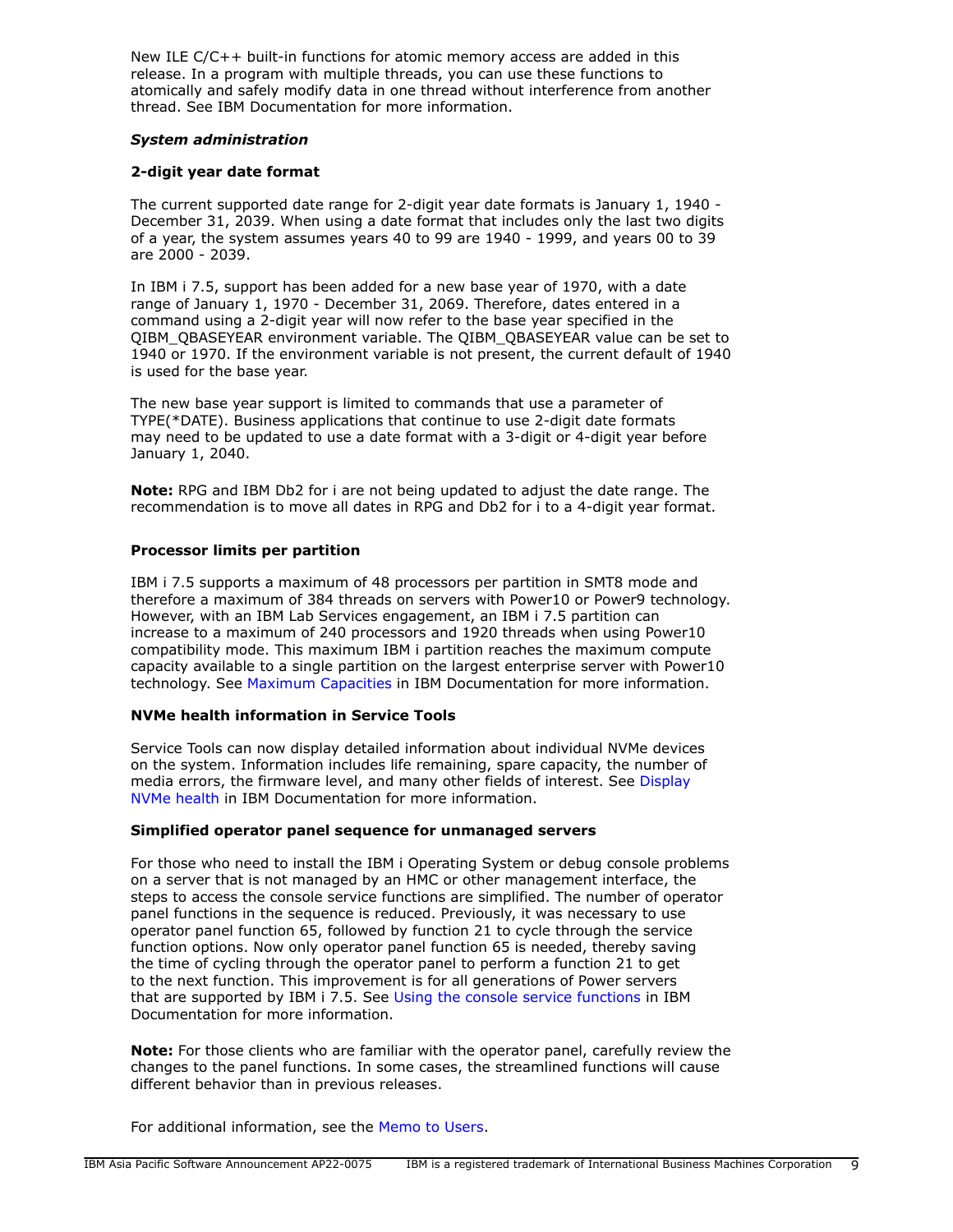New ILE C/C++ built-in functions for atomic memory access are added in this release. In a program with multiple threads, you can use these functions to atomically and safely modify data in one thread without interference from another thread. See IBM Documentation for more information.

*System administration*

**2-digit year date format**

The current supported date range for 2-digit year date formats is January 1, 1940 - December 31, 2039. When using a date format that includes only the last two digits of a year, the system assumes years 40 to 99 are 1940 - 1999, and years 00 to 39 are 2000 - 2039.

In IBM i 7.5, support has been added for a new base year of 1970, with a date range of January 1, 1970 - December 31, 2069. Therefore, dates entered in a command using a 2-digit year will now refer to the base year specified in the QIBM_QBASEYEAR environment variable. The QIBM_QBASEYEAR value can be set to 1940 or 1970. If the environment variable is not present, the current default of 1940 is used for the base year.

The new base year support is limited to commands that use a parameter of TYPE(*DATE). Business applications that continue to use 2-digit date formats may need to be updated to use a date format with a 3-digit or 4-digit year before January 1, 2040.

**Note:** RPG and IBM Db2 for i are not being updated to adjust the date range. The recommendation is to move all dates in RPG and Db2 for i to a 4-digit year format.

**Processor limits per partition**

IBM i 7.5 supports a maximum of 48 processors per partition in SMT8 mode and therefore a maximum of 384 threads on servers with Power10 or Power9 technology. However, with an IBM Lab Services engagement, an IBM i 7.5 partition can increase to a maximum of 240 processors and 1920 threads when using Power10 compatibility mode. This maximum IBM i partition reaches the maximum compute capacity available to a single partition on the largest enterprise server with Power10 technology. See Maximum Capacities in IBM Documentation for more information.

**NVMe health information in Service Tools**

Service Tools can now display detailed information about individual NVMe devices on the system. Information includes life remaining, spare capacity, the number of media errors, the firmware level, and many other fields of interest. See Display NVMe health in IBM Documentation for more information.

**Simplified operator panel sequence for unmanaged servers**

For those who need to install the IBM i Operating System or debug console problems on a server that is not managed by an HMC or other management interface, the steps to access the console service functions are simplified. The number of operator panel functions in the sequence is reduced. Previously, it was necessary to use operator panel function 65, followed by function 21 to cycle through the service function options. Now only operator panel function 65 is needed, thereby saving the time of cycling through the operator panel to perform a function 21 to get to the next function. This improvement is for all generations of Power servers that are supported by IBM i 7.5. See Using the console service functions in IBM Documentation for more information.

**Note:** For those clients who are familiar with the operator panel, carefully review the changes to the panel functions. In some cases, the streamlined functions will cause different behavior than in previous releases.

For additional information, see the Memo to Users.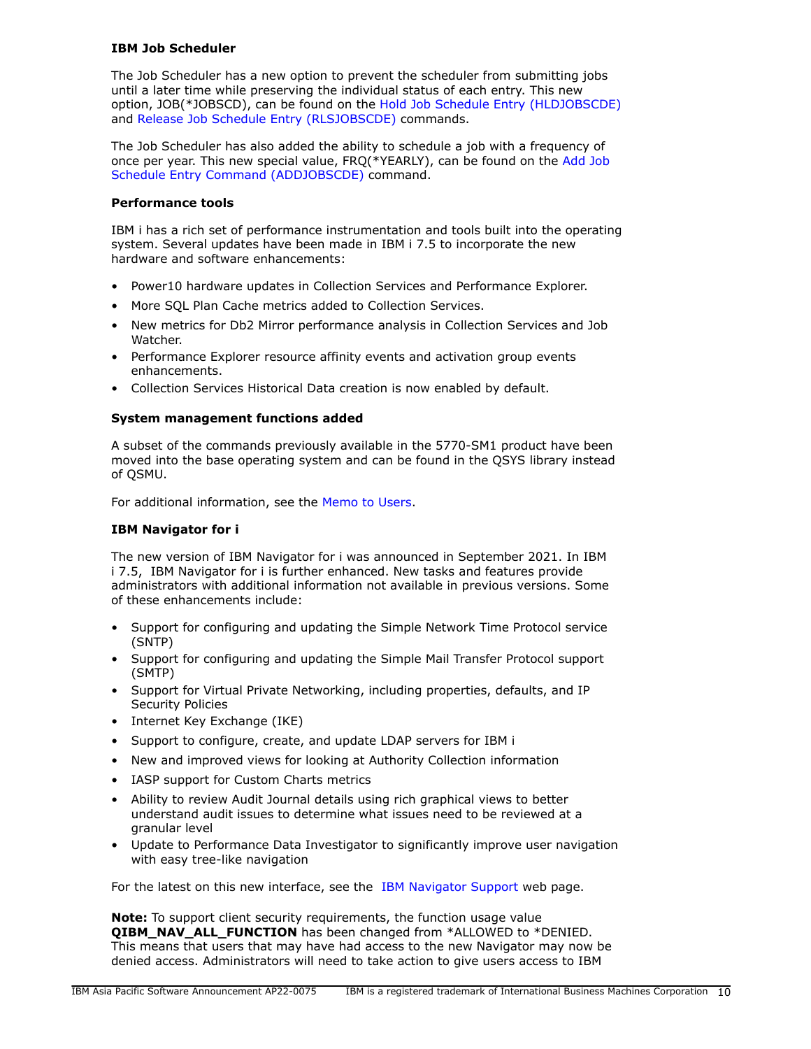### IBM Job Scheduler

The Job Scheduler has a new option to prevent the scheduler from submitting jobs until a later time while preserving the individual status of each entry. This new option, JOB(*JOBSCD), can be found on the Hold Job Schedule Entry (HLDJOBSCDE) and Release Job Schedule Entry (RLSJOBSCDE) commands.

The Job Scheduler has also added the ability to schedule a job with a frequency of once per year. This new special value, FRQ(*YEARLY), can be found on the Add Job Schedule Entry Command (ADDJOBSCDE) command.

### Performance tools

IBM i has a rich set of performance instrumentation and tools built into the operating system. Several updates have been made in IBM i 7.5 to incorporate the new hardware and software enhancements:

- Power10 hardware updates in Collection Services and Performance Explorer.
- More SQL Plan Cache metrics added to Collection Services.
- New metrics for Db2 Mirror performance analysis in Collection Services and Job Watcher.
- Performance Explorer resource affinity events and activation group events enhancements.
- Collection Services Historical Data creation is now enabled by default.

### System management functions added

A subset of the commands previously available in the 5770-SM1 product have been moved into the base operating system and can be found in the QSYS library instead of QSMU.

For additional information, see the Memo to Users.

### IBM Navigator for i

The new version of IBM Navigator for i was announced in September 2021. In IBM i 7.5, IBM Navigator for i is further enhanced. New tasks and features provide administrators with additional information not available in previous versions. Some of these enhancements include:

- Support for configuring and updating the Simple Network Time Protocol service (SNTP)
- Support for configuring and updating the Simple Mail Transfer Protocol support (SMTP)
- Support for Virtual Private Networking, including properties, defaults, and IP Security Policies
- Internet Key Exchange (IKE)
- Support to configure, create, and update LDAP servers for IBM i
- New and improved views for looking at Authority Collection information
- IASP support for Custom Charts metrics
- Ability to review Audit Journal details using rich graphical views to better understand audit issues to determine what issues need to be reviewed at a granular level
- Update to Performance Data Investigator to significantly improve user navigation with easy tree-like navigation

For the latest on this new interface, see the IBM Navigator Support web page.

**Note:** To support client security requirements, the function usage value **QIBM_NAV_ALL_FUNCTION** has been changed from *ALLOWED to *DENIED. This means that users that may have had access to the new Navigator may now be denied access. Administrators will need to take action to give users access to IBM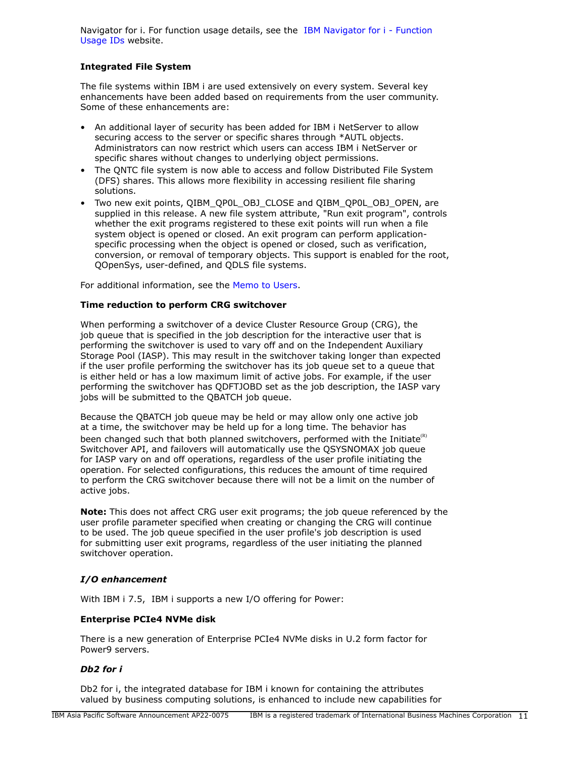Navigator for i. For function usage details, see the IBM Navigator for i - Function Usage IDs website.

**Integrated File System**

The file systems within IBM i are used extensively on every system. Several key enhancements have been added based on requirements from the user community. Some of these enhancements are:

- An additional layer of security has been added for IBM i NetServer to allow securing access to the server or specific shares through *AUTL objects. Administrators can now restrict which users can access IBM i NetServer or specific shares without changes to underlying object permissions.
- The QNTC file system is now able to access and follow Distributed File System (DFS) shares. This allows more flexibility in accessing resilient file sharing solutions.
- Two new exit points, QIBM_QP0L_OBJ_CLOSE and QIBM_QP0L_OBJ_OPEN, are supplied in this release. A new file system attribute, "Run exit program", controls whether the exit programs registered to these exit points will run when a file system object is opened or closed. An exit program can perform application-specific processing when the object is opened or closed, such as verification, conversion, or removal of temporary objects. This support is enabled for the root, QOpenSys, user-defined, and QDLS file systems.

For additional information, see the Memo to Users.

**Time reduction to perform CRG switchover**

When performing a switchover of a device Cluster Resource Group (CRG), the job queue that is specified in the job description for the interactive user that is performing the switchover is used to vary off and on the Independent Auxiliary Storage Pool (IASP). This may result in the switchover taking longer than expected if the user profile performing the switchover has its job queue set to a queue that is either held or has a low maximum limit of active jobs. For example, if the user performing the switchover has QDFTJOBD set as the job description, the IASP vary jobs will be submitted to the QBATCH job queue.

Because the QBATCH job queue may be held or may allow only one active job at a time, the switchover may be held up for a long time. The behavior has been changed such that both planned switchovers, performed with the Initiate(R) Switchover API, and failovers will automatically use the QSYSNOMAX job queue for IASP vary on and off operations, regardless of the user profile initiating the operation. For selected configurations, this reduces the amount of time required to perform the CRG switchover because there will not be a limit on the number of active jobs.

**Note:** This does not affect CRG user exit programs; the job queue referenced by the user profile parameter specified when creating or changing the CRG will continue to be used. The job queue specified in the user profile's job description is used for submitting user exit programs, regardless of the user initiating the planned switchover operation.

***I/O enhancement***

With IBM i 7.5, IBM i supports a new I/O offering for Power:

**Enterprise PCIe4 NVMe disk**

There is a new generation of Enterprise PCIe4 NVMe disks in U.2 form factor for Power9 servers.

***Db2 for i***

Db2 for i, the integrated database for IBM i known for containing the attributes valued by business computing solutions, is enhanced to include new capabilities for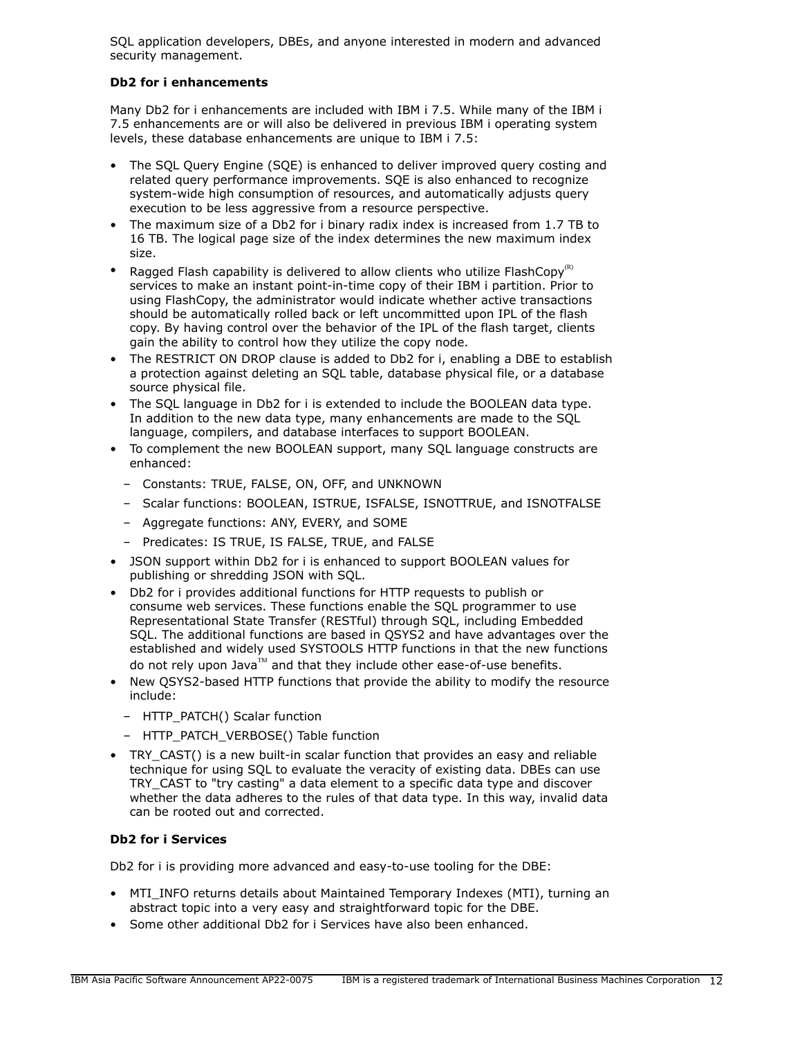SQL application developers, DBEs, and anyone interested in modern and advanced security management.

**Db2 for i enhancements**

Many Db2 for i enhancements are included with IBM i 7.5. While many of the IBM i 7.5 enhancements are or will also be delivered in previous IBM i operating system levels, these database enhancements are unique to IBM i 7.5:

- The SQL Query Engine (SQE) is enhanced to deliver improved query costing and related query performance improvements. SQE is also enhanced to recognize system-wide high consumption of resources, and automatically adjusts query execution to be less aggressive from a resource perspective.
- The maximum size of a Db2 for i binary radix index is increased from 1.7 TB to 16 TB. The logical page size of the index determines the new maximum index size.
- Ragged Flash capability is delivered to allow clients who utilize FlashCopy(R) services to make an instant point-in-time copy of their IBM i partition. Prior to using FlashCopy, the administrator would indicate whether active transactions should be automatically rolled back or left uncommitted upon IPL of the flash copy. By having control over the behavior of the IPL of the flash target, clients gain the ability to control how they utilize the copy node.
- The RESTRICT ON DROP clause is added to Db2 for i, enabling a DBE to establish a protection against deleting an SQL table, database physical file, or a database source physical file.
- The SQL language in Db2 for i is extended to include the BOOLEAN data type. In addition to the new data type, many enhancements are made to the SQL language, compilers, and database interfaces to support BOOLEAN.
- To complement the new BOOLEAN support, many SQL language constructs are enhanced:
  - Constants: TRUE, FALSE, ON, OFF, and UNKNOWN
  - Scalar functions: BOOLEAN, ISTRUE, ISFALSE, ISNOTTRUE, and ISNOTFALSE
  - Aggregate functions: ANY, EVERY, and SOME
  - Predicates: IS TRUE, IS FALSE, TRUE, and FALSE
- JSON support within Db2 for i is enhanced to support BOOLEAN values for publishing or shredding JSON with SQL.
- Db2 for i provides additional functions for HTTP requests to publish or consume web services. These functions enable the SQL programmer to use Representational State Transfer (RESTful) through SQL, including Embedded SQL. The additional functions are based in QSYS2 and have advantages over the established and widely used SYSTOOLS HTTP functions in that the new functions do not rely upon Java(TM) and that they include other ease-of-use benefits.
- New QSYS2-based HTTP functions that provide the ability to modify the resource include:
  - HTTP_PATCH() Scalar function
  - HTTP_PATCH_VERBOSE() Table function
- TRY_CAST() is a new built-in scalar function that provides an easy and reliable technique for using SQL to evaluate the veracity of existing data. DBEs can use TRY_CAST to "try casting" a data element to a specific data type and discover whether the data adheres to the rules of that data type. In this way, invalid data can be rooted out and corrected.

**Db2 for i Services**

Db2 for i is providing more advanced and easy-to-use tooling for the DBE:

- MTI_INFO returns details about Maintained Temporary Indexes (MTI), turning an abstract topic into a very easy and straightforward topic for the DBE.
- Some other additional Db2 for i Services have also been enhanced.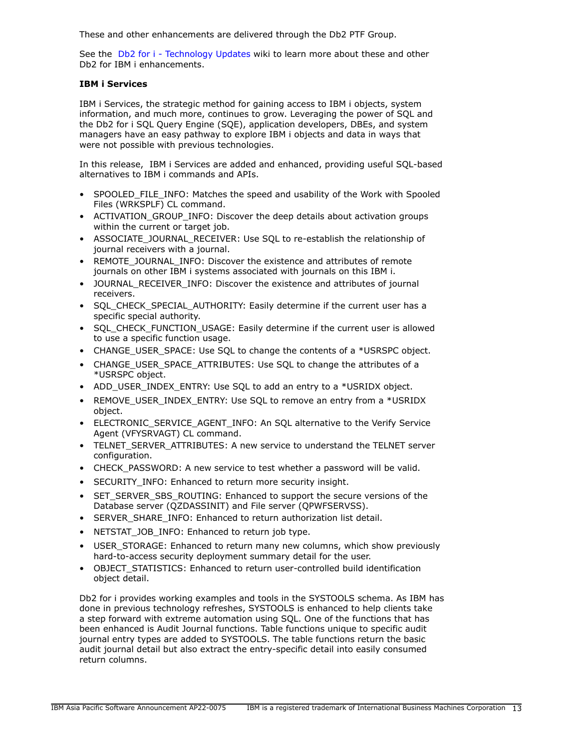These and other enhancements are delivered through the Db2 PTF Group.

See the Db2 for i - Technology Updates wiki to learn more about these and other Db2 for IBM i enhancements.

**IBM i Services**

IBM i Services, the strategic method for gaining access to IBM i objects, system information, and much more, continues to grow. Leveraging the power of SQL and the Db2 for i SQL Query Engine (SQE), application developers, DBEs, and system managers have an easy pathway to explore IBM i objects and data in ways that were not possible with previous technologies.

In this release, IBM i Services are added and enhanced, providing useful SQL-based alternatives to IBM i commands and APIs.

- SPOOLED_FILE_INFO: Matches the speed and usability of the Work with Spooled Files (WRKSPLF) CL command.
- ACTIVATION_GROUP_INFO: Discover the deep details about activation groups within the current or target job.
- ASSOCIATE_JOURNAL_RECEIVER: Use SQL to re-establish the relationship of journal receivers with a journal.
- REMOTE_JOURNAL_INFO: Discover the existence and attributes of remote journals on other IBM i systems associated with journals on this IBM i.
- JOURNAL_RECEIVER_INFO: Discover the existence and attributes of journal receivers.
- SQL_CHECK_SPECIAL_AUTHORITY: Easily determine if the current user has a specific special authority.
- SQL_CHECK_FUNCTION_USAGE: Easily determine if the current user is allowed to use a specific function usage.
- CHANGE_USER_SPACE: Use SQL to change the contents of a *USRSPC object.
- CHANGE_USER_SPACE_ATTRIBUTES: Use SQL to change the attributes of a *USRSPC object.
- ADD_USER_INDEX_ENTRY: Use SQL to add an entry to a *USRIDX object.
- REMOVE_USER_INDEX_ENTRY: Use SQL to remove an entry from a *USRIDX object.
- ELECTRONIC_SERVICE_AGENT_INFO: An SQL alternative to the Verify Service Agent (VFYSRVAGT) CL command.
- TELNET_SERVER_ATTRIBUTES: A new service to understand the TELNET server configuration.
- CHECK_PASSWORD: A new service to test whether a password will be valid.
- SECURITY_INFO: Enhanced to return more security insight.
- SET_SERVER_SBS_ROUTING: Enhanced to support the secure versions of the Database server (QZDASSINIT) and File server (QPWFSERVSS).
- SERVER_SHARE_INFO: Enhanced to return authorization list detail.
- NETSTAT_JOB_INFO: Enhanced to return job type.
- USER_STORAGE: Enhanced to return many new columns, which show previously hard-to-access security deployment summary detail for the user.
- OBJECT_STATISTICS: Enhanced to return user-controlled build identification object detail.

Db2 for i provides working examples and tools in the SYSTOOLS schema. As IBM has done in previous technology refreshes, SYSTOOLS is enhanced to help clients take a step forward with extreme automation using SQL. One of the functions that has been enhanced is Audit Journal functions. Table functions unique to specific audit journal entry types are added to SYSTOOLS. The table functions return the basic audit journal detail but also extract the entry-specific detail into easily consumed return columns.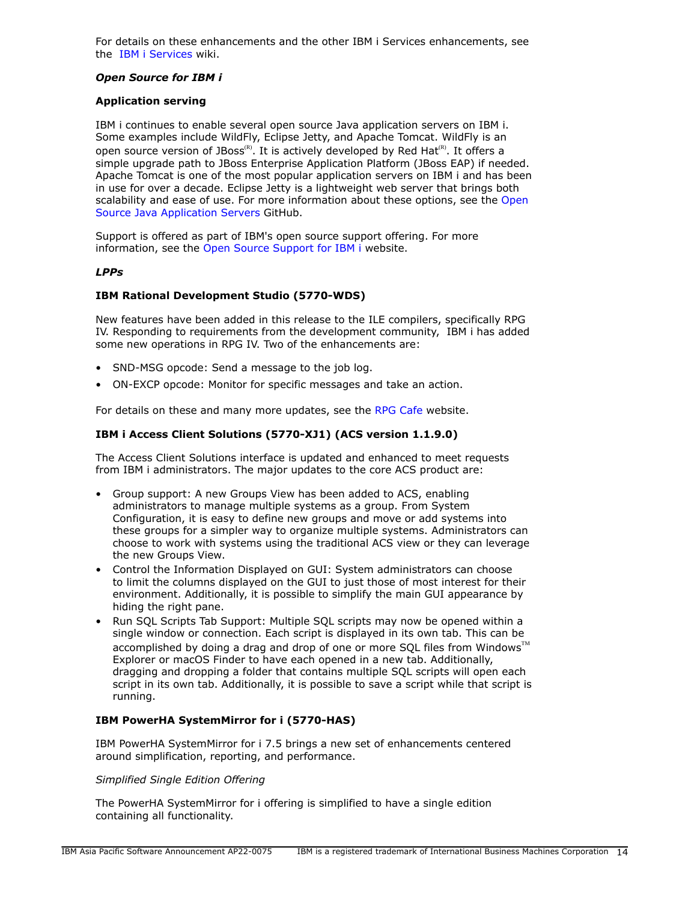For details on these enhancements and the other IBM i Services enhancements, see the IBM i Services wiki.

***Open Source for IBM i***

**Application serving**

IBM i continues to enable several open source Java application servers on IBM i. Some examples include WildFly, Eclipse Jetty, and Apache Tomcat. WildFly is an open source version of JBoss(R). It is actively developed by Red Hat(R). It offers a simple upgrade path to JBoss Enterprise Application Platform (JBoss EAP) if needed. Apache Tomcat is one of the most popular application servers on IBM i and has been in use for over a decade. Eclipse Jetty is a lightweight web server that brings both scalability and ease of use. For more information about these options, see the Open Source Java Application Servers GitHub.

Support is offered as part of IBM's open source support offering. For more information, see the Open Source Support for IBM i website.

***LPPs***

**IBM Rational Development Studio (5770-WDS)**

New features have been added in this release to the ILE compilers, specifically RPG IV. Responding to requirements from the development community, IBM i has added some new operations in RPG IV. Two of the enhancements are:

- SND-MSG opcode: Send a message to the job log.
- ON-EXCP opcode: Monitor for specific messages and take an action.

For details on these and many more updates, see the RPG Cafe website.

**IBM i Access Client Solutions (5770-XJ1) (ACS version 1.1.9.0)**

The Access Client Solutions interface is updated and enhanced to meet requests from IBM i administrators. The major updates to the core ACS product are:

- Group support: A new Groups View has been added to ACS, enabling administrators to manage multiple systems as a group. From System Configuration, it is easy to define new groups and move or add systems into these groups for a simpler way to organize multiple systems. Administrators can choose to work with systems using the traditional ACS view or they can leverage the new Groups View.
- Control the Information Displayed on GUI: System administrators can choose to limit the columns displayed on the GUI to just those of most interest for their environment. Additionally, it is possible to simplify the main GUI appearance by hiding the right pane.
- Run SQL Scripts Tab Support: Multiple SQL scripts may now be opened within a single window or connection. Each script is displayed in its own tab. This can be accomplished by doing a drag and drop of one or more SQL files from Windows(TM) Explorer or macOS Finder to have each opened in a new tab. Additionally, dragging and dropping a folder that contains multiple SQL scripts will open each script in its own tab. Additionally, it is possible to save a script while that script is running.

**IBM PowerHA SystemMirror for i (5770-HAS)**

IBM PowerHA SystemMirror for i 7.5 brings a new set of enhancements centered around simplification, reporting, and performance.

*Simplified Single Edition Offering*

The PowerHA SystemMirror for i offering is simplified to have a single edition containing all functionality.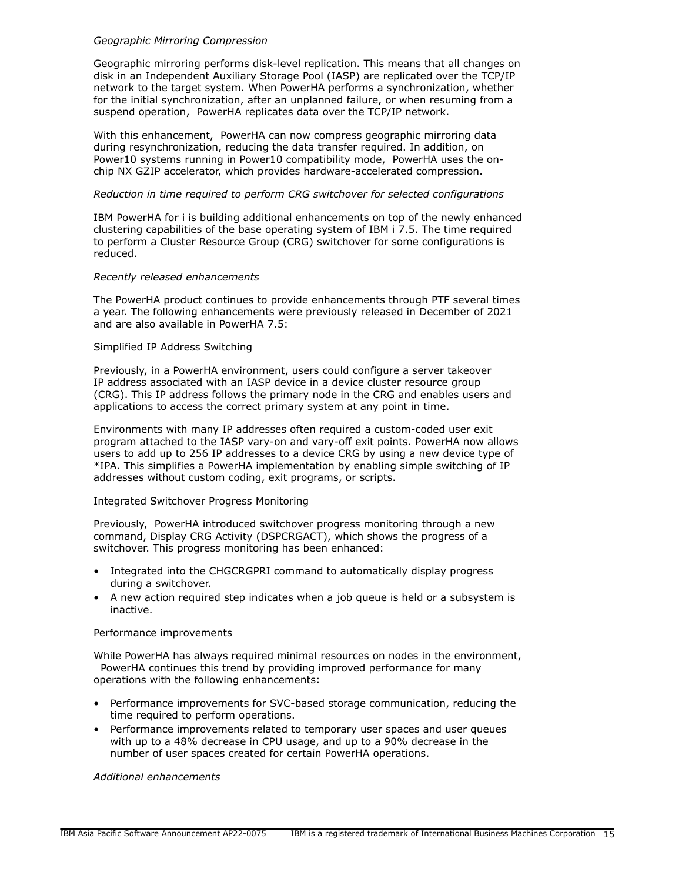*Geographic Mirroring Compression*

Geographic mirroring performs disk-level replication. This means that all changes on disk in an Independent Auxiliary Storage Pool (IASP) are replicated over the TCP/IP network to the target system. When PowerHA performs a synchronization, whether for the initial synchronization, after an unplanned failure, or when resuming from a suspend operation, PowerHA replicates data over the TCP/IP network.

With this enhancement, PowerHA can now compress geographic mirroring data during resynchronization, reducing the data transfer required. In addition, on Power10 systems running in Power10 compatibility mode, PowerHA uses the on-chip NX GZIP accelerator, which provides hardware-accelerated compression.

*Reduction in time required to perform CRG switchover for selected configurations*

IBM PowerHA for i is building additional enhancements on top of the newly enhanced clustering capabilities of the base operating system of IBM i 7.5. The time required to perform a Cluster Resource Group (CRG) switchover for some configurations is reduced.

*Recently released enhancements*

The PowerHA product continues to provide enhancements through PTF several times a year. The following enhancements were previously released in December of 2021 and are also available in PowerHA 7.5:

Simplified IP Address Switching

Previously, in a PowerHA environment, users could configure a server takeover IP address associated with an IASP device in a device cluster resource group (CRG). This IP address follows the primary node in the CRG and enables users and applications to access the correct primary system at any point in time.

Environments with many IP addresses often required a custom-coded user exit program attached to the IASP vary-on and vary-off exit points. PowerHA now allows users to add up to 256 IP addresses to a device CRG by using a new device type of *IPA. This simplifies a PowerHA implementation by enabling simple switching of IP addresses without custom coding, exit programs, or scripts.

Integrated Switchover Progress Monitoring

Previously, PowerHA introduced switchover progress monitoring through a new command, Display CRG Activity (DSPCRGACT), which shows the progress of a switchover. This progress monitoring has been enhanced:

- Integrated into the CHGCRGPRI command to automatically display progress during a switchover.
- A new action required step indicates when a job queue is held or a subsystem is inactive.

Performance improvements

While PowerHA has always required minimal resources on nodes in the environment, PowerHA continues this trend by providing improved performance for many operations with the following enhancements:

- Performance improvements for SVC-based storage communication, reducing the time required to perform operations.
- Performance improvements related to temporary user spaces and user queues with up to a 48% decrease in CPU usage, and up to a 90% decrease in the number of user spaces created for certain PowerHA operations.

*Additional enhancements*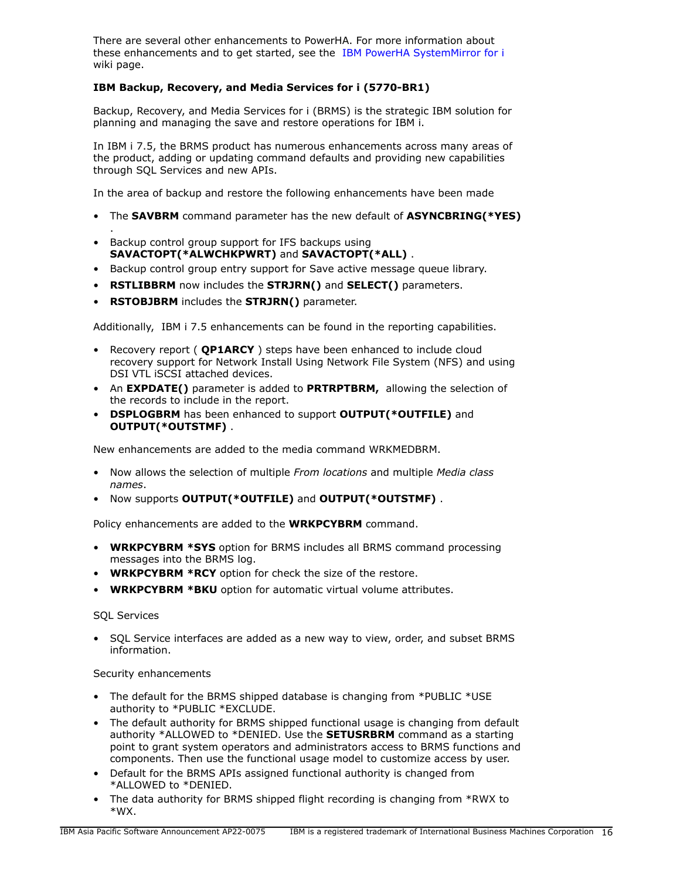There are several other enhancements to PowerHA. For more information about these enhancements and to get started, see the IBM PowerHA SystemMirror for i wiki page.

**IBM Backup, Recovery, and Media Services for i (5770-BR1)**

Backup, Recovery, and Media Services for i (BRMS) is the strategic IBM solution for planning and managing the save and restore operations for IBM i.

In IBM i 7.5, the BRMS product has numerous enhancements across many areas of the product, adding or updating command defaults and providing new capabilities through SQL Services and new APIs.

In the area of backup and restore the following enhancements have been made

- The **SAVBRM** command parameter has the new default of **ASYNCBRING(*YES)** .
- Backup control group support for IFS backups using **SAVACTOPT(*ALWCHKPWRT)** and **SAVACTOPT(*ALL)** .
- Backup control group entry support for Save active message queue library.
- **RSTLIBBRM** now includes the **STRJRN()** and **SELECT()** parameters.
- **RSTOBJBRM** includes the **STRJRN()** parameter.

Additionally, IBM i 7.5 enhancements can be found in the reporting capabilities.

- Recovery report ( **QP1ARCY** ) steps have been enhanced to include cloud recovery support for Network Install Using Network File System (NFS) and using DSI VTL iSCSI attached devices.
- An **EXPDATE()** parameter is added to **PRTRPTBRM,** allowing the selection of the records to include in the report.
- **DSPLOGBRM** has been enhanced to support **OUTPUT(*OUTFILE)** and **OUTPUT(*OUTSTMF)** .

New enhancements are added to the media command WRKMEDBRM.

- Now allows the selection of multiple *From locations* and multiple *Media class names*.
- Now supports **OUTPUT(*OUTFILE)** and **OUTPUT(*OUTSTMF)** .

Policy enhancements are added to the **WRKPCYBRM** command.

- **WRKPCYBRM *SYS** option for BRMS includes all BRMS command processing messages into the BRMS log.
- **WRKPCYBRM *RCY** option for check the size of the restore.
- **WRKPCYBRM *BKU** option for automatic virtual volume attributes.

SQL Services

- SQL Service interfaces are added as a new way to view, order, and subset BRMS information.

Security enhancements

- The default for the BRMS shipped database is changing from *PUBLIC *USE authority to *PUBLIC *EXCLUDE.
- The default authority for BRMS shipped functional usage is changing from default authority *ALLOWED to *DENIED. Use the **SETUSRBRM** command as a starting point to grant system operators and administrators access to BRMS functions and components. Then use the functional usage model to customize access by user.
- Default for the BRMS APIs assigned functional authority is changed from *ALLOWED to *DENIED.
- The data authority for BRMS shipped flight recording is changing from *RWX to *WX.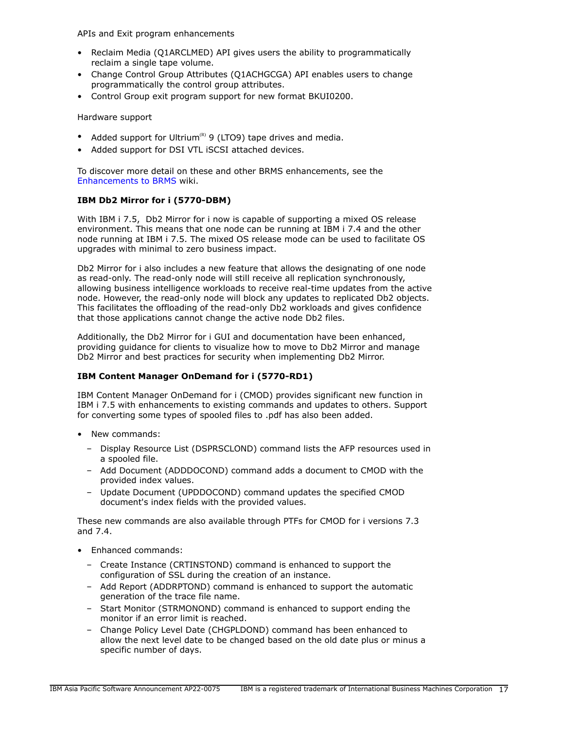APIs and Exit program enhancements

- Reclaim Media (Q1ARCLMED) API gives users the ability to programmatically reclaim a single tape volume.
- Change Control Group Attributes (Q1ACHGCGA) API enables users to change programmatically the control group attributes.
- Control Group exit program support for new format BKUI0200.

Hardware support

- Added support for Ultrium(R) 9 (LTO9) tape drives and media.
- Added support for DSI VTL iSCSI attached devices.

To discover more detail on these and other BRMS enhancements, see the Enhancements to BRMS wiki.

**IBM Db2 Mirror for i (5770-DBM)**

With IBM i 7.5, Db2 Mirror for i now is capable of supporting a mixed OS release environment. This means that one node can be running at IBM i 7.4 and the other node running at IBM i 7.5. The mixed OS release mode can be used to facilitate OS upgrades with minimal to zero business impact.

Db2 Mirror for i also includes a new feature that allows the designating of one node as read-only. The read-only node will still receive all replication synchronously, allowing business intelligence workloads to receive real-time updates from the active node. However, the read-only node will block any updates to replicated Db2 objects. This facilitates the offloading of the read-only Db2 workloads and gives confidence that those applications cannot change the active node Db2 files.

Additionally, the Db2 Mirror for i GUI and documentation have been enhanced, providing guidance for clients to visualize how to move to Db2 Mirror and manage Db2 Mirror and best practices for security when implementing Db2 Mirror.

**IBM Content Manager OnDemand for i (5770-RD1)**

IBM Content Manager OnDemand for i (CMOD) provides significant new function in IBM i 7.5 with enhancements to existing commands and updates to others. Support for converting some types of spooled files to .pdf has also been added.

- New commands:
  - Display Resource List (DSPRSCLOND) command lists the AFP resources used in a spooled file.
  - Add Document (ADDDOCOND) command adds a document to CMOD with the provided index values.
  - Update Document (UPDDOCOND) command updates the specified CMOD document's index fields with the provided values.

These new commands are also available through PTFs for CMOD for i versions 7.3 and 7.4.

- Enhanced commands:
  - Create Instance (CRTINSTOND) command is enhanced to support the configuration of SSL during the creation of an instance.
  - Add Report (ADDRPTOND) command is enhanced to support the automatic generation of the trace file name.
  - Start Monitor (STRMONOND) command is enhanced to support ending the monitor if an error limit is reached.
  - Change Policy Level Date (CHGPLDOND) command has been enhanced to allow the next level date to be changed based on the old date plus or minus a specific number of days.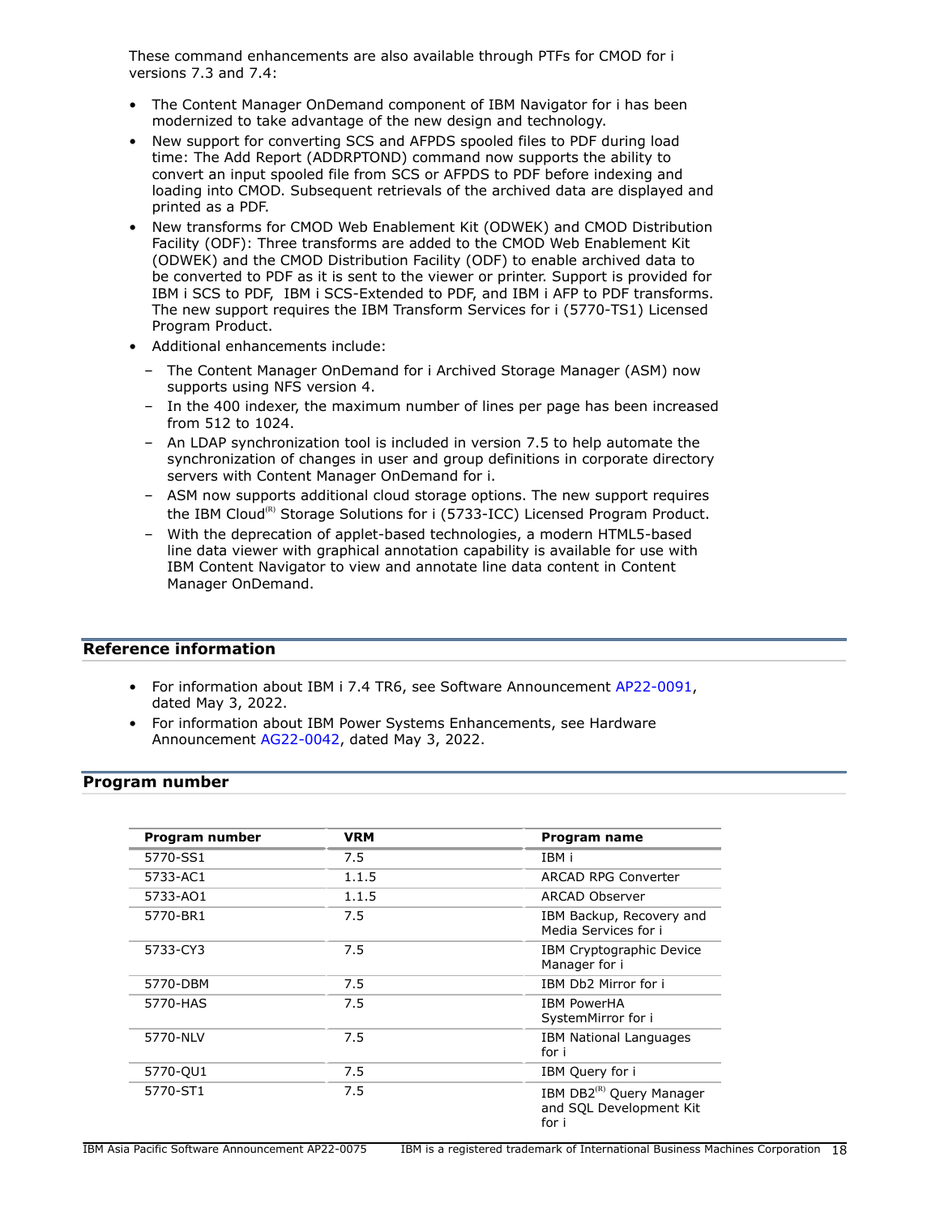These command enhancements are also available through PTFs for CMOD for i versions 7.3 and 7.4:

- The Content Manager OnDemand component of IBM Navigator for i has been modernized to take advantage of the new design and technology.
- New support for converting SCS and AFPDS spooled files to PDF during load time: The Add Report (ADDRPTOND) command now supports the ability to convert an input spooled file from SCS or AFPDS to PDF before indexing and loading into CMOD. Subsequent retrievals of the archived data are displayed and printed as a PDF.
- New transforms for CMOD Web Enablement Kit (ODWEK) and CMOD Distribution Facility (ODF): Three transforms are added to the CMOD Web Enablement Kit (ODWEK) and the CMOD Distribution Facility (ODF) to enable archived data to be converted to PDF as it is sent to the viewer or printer. Support is provided for IBM i SCS to PDF, IBM i SCS-Extended to PDF, and IBM i AFP to PDF transforms. The new support requires the IBM Transform Services for i (5770-TS1) Licensed Program Product.
- Additional enhancements include:
  - The Content Manager OnDemand for i Archived Storage Manager (ASM) now supports using NFS version 4.
  - In the 400 indexer, the maximum number of lines per page has been increased from 512 to 1024.
  - An LDAP synchronization tool is included in version 7.5 to help automate the synchronization of changes in user and group definitions in corporate directory servers with Content Manager OnDemand for i.
  - ASM now supports additional cloud storage options. The new support requires the IBM Cloud(R) Storage Solutions for i (5733-ICC) Licensed Program Product.
  - With the deprecation of applet-based technologies, a modern HTML5-based line data viewer with graphical annotation capability is available for use with IBM Content Navigator to view and annotate line data content in Content Manager OnDemand.

## Reference information

- For information about IBM i 7.4 TR6, see Software Announcement AP22-0091, dated May 3, 2022.
- For information about IBM Power Systems Enhancements, see Hardware Announcement AG22-0042, dated May 3, 2022.

## Program number

| Program number | VRM | Program name |
|---|---|---|
| 5770-SS1 | 7.5 | IBM i |
| 5733-AC1 | 1.1.5 | ARCAD RPG Converter |
| 5733-AO1 | 1.1.5 | ARCAD Observer |
| 5770-BR1 | 7.5 | IBM Backup, Recovery and Media Services for i |
| 5733-CY3 | 7.5 | IBM Cryptographic Device Manager for i |
| 5770-DBM | 7.5 | IBM Db2 Mirror for i |
| 5770-HAS | 7.5 | IBM PowerHA SystemMirror for i |
| 5770-NLV | 7.5 | IBM National Languages for i |
| 5770-QU1 | 7.5 | IBM Query for i |
| 5770-ST1 | 7.5 | IBM DB2(R) Query Manager and SQL Development Kit for i |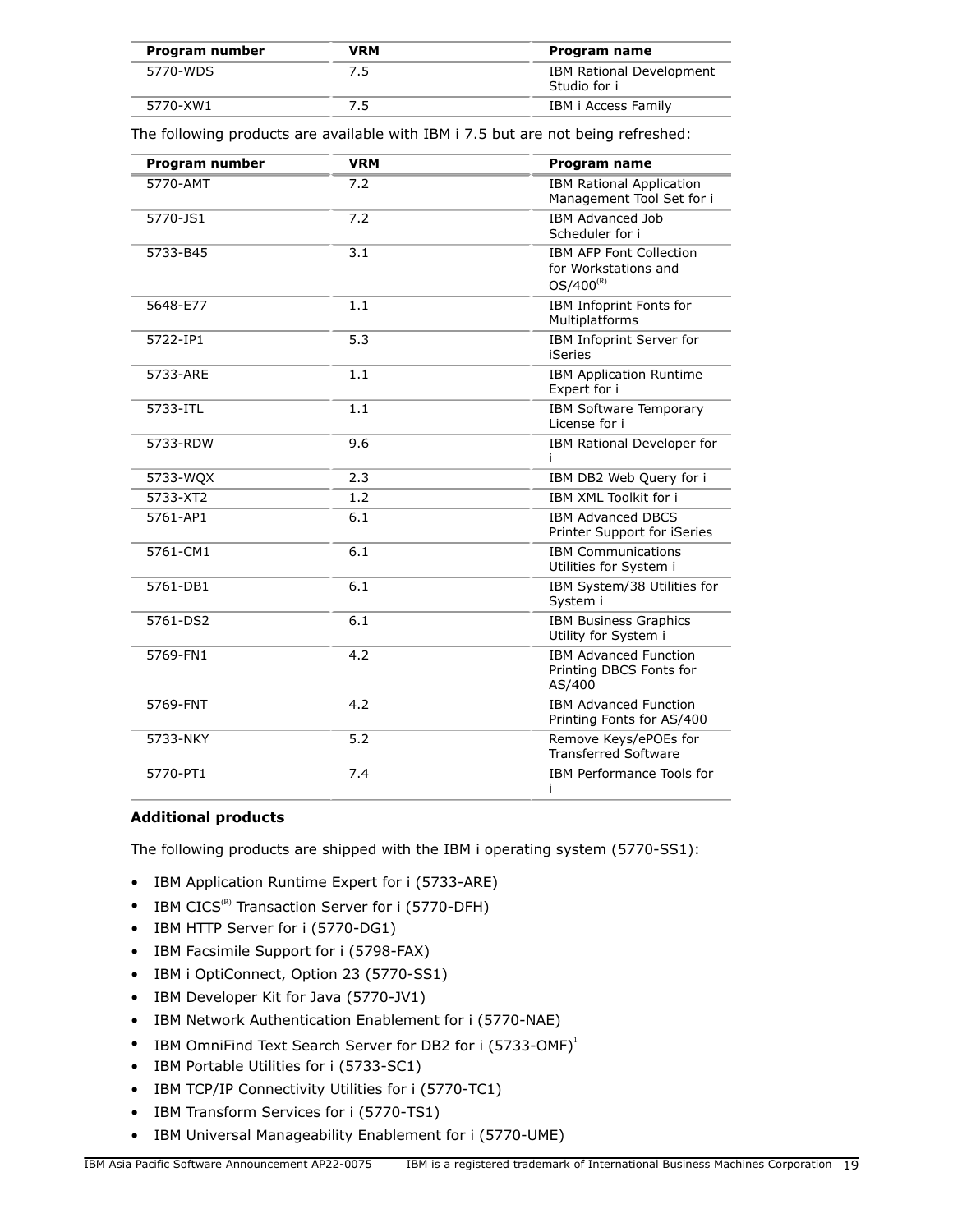| Program number | VRM | Program name |
| --- | --- | --- |
| 5770-WDS | 7.5 | IBM Rational Development Studio for i |
| 5770-XW1 | 7.5 | IBM i Access Family |

The following products are available with IBM i 7.5 but are not being refreshed:

| Program number | VRM | Program name |
| --- | --- | --- |
| 5770-AMT | 7.2 | IBM Rational Application Management Tool Set for i |
| 5770-JS1 | 7.2 | IBM Advanced Job Scheduler for i |
| 5733-B45 | 3.1 | IBM AFP Font Collection for Workstations and OS/400(R) |
| 5648-E77 | 1.1 | IBM Infoprint Fonts for Multiplatforms |
| 5722-IP1 | 5.3 | IBM Infoprint Server for iSeries |
| 5733-ARE | 1.1 | IBM Application Runtime Expert for i |
| 5733-ITL | 1.1 | IBM Software Temporary License for i |
| 5733-RDW | 9.6 | IBM Rational Developer for i |
| 5733-WQX | 2.3 | IBM DB2 Web Query for i |
| 5733-XT2 | 1.2 | IBM XML Toolkit for i |
| 5761-AP1 | 6.1 | IBM Advanced DBCS Printer Support for iSeries |
| 5761-CM1 | 6.1 | IBM Communications Utilities for System i |
| 5761-DB1 | 6.1 | IBM System/38 Utilities for System i |
| 5761-DS2 | 6.1 | IBM Business Graphics Utility for System i |
| 5769-FN1 | 4.2 | IBM Advanced Function Printing DBCS Fonts for AS/400 |
| 5769-FNT | 4.2 | IBM Advanced Function Printing Fonts for AS/400 |
| 5733-NKY | 5.2 | Remove Keys/ePOEs for Transferred Software |
| 5770-PT1 | 7.4 | IBM Performance Tools for i |

**Additional products**

The following products are shipped with the IBM i operating system (5770-SS1):

- IBM Application Runtime Expert for i (5733-ARE)
- IBM CICS(R) Transaction Server for i (5770-DFH)
- IBM HTTP Server for i (5770-DG1)
- IBM Facsimile Support for i (5798-FAX)
- IBM i OptiConnect, Option 23 (5770-SS1)
- IBM Developer Kit for Java (5770-JV1)
- IBM Network Authentication Enablement for i (5770-NAE)
- IBM OmniFind Text Search Server for DB2 for i (5733-OMF)[1]
- IBM Portable Utilities for i (5733-SC1)
- IBM TCP/IP Connectivity Utilities for i (5770-TC1)
- IBM Transform Services for i (5770-TS1)
- IBM Universal Manageability Enablement for i (5770-UME)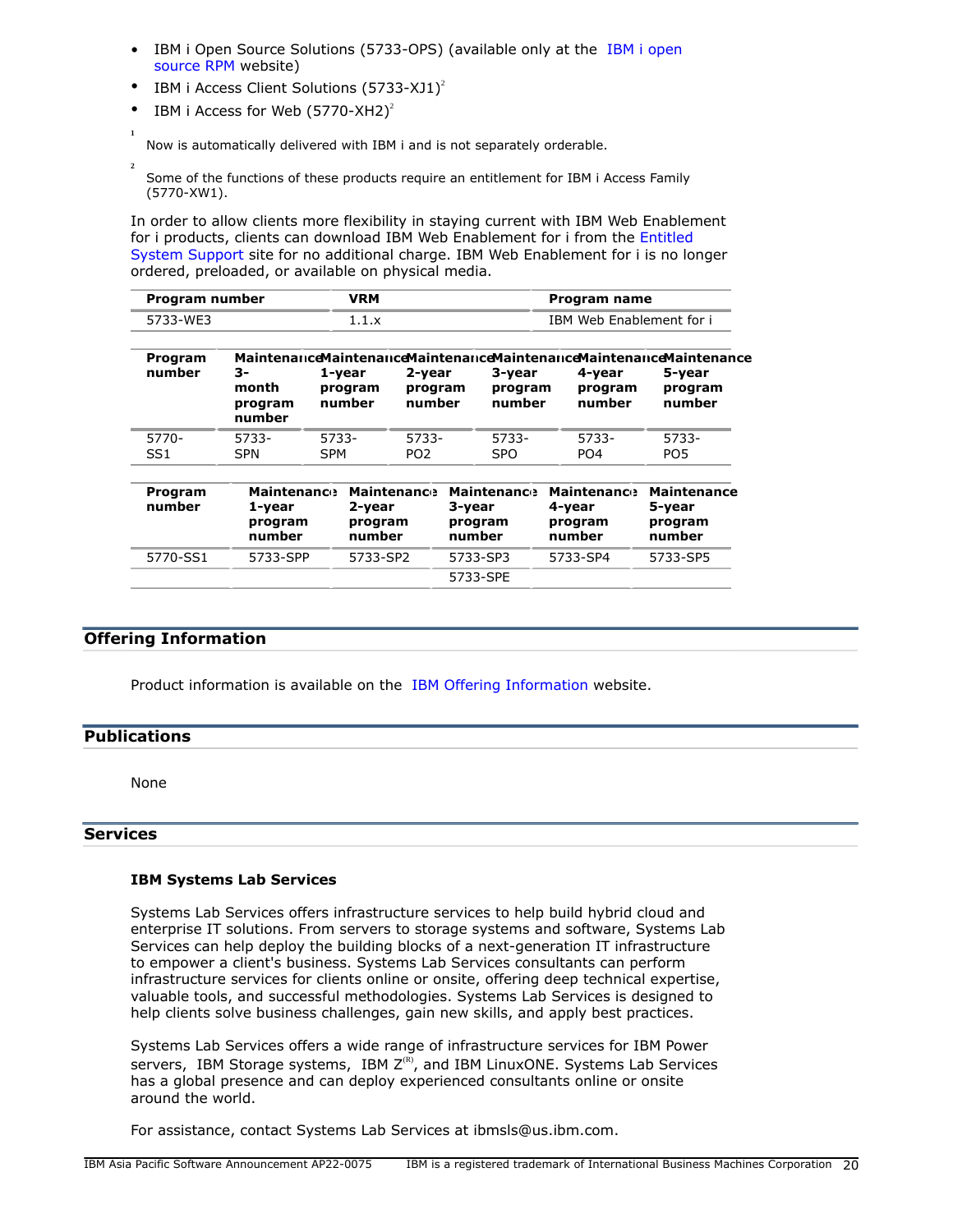- IBM i Open Source Solutions (5733-OPS) (available only at the IBM i open source RPM website)
- IBM i Access Client Solutions (5733-XJ1)[2]
- IBM i Access for Web (5770-XH2)[2]

[1] Now is automatically delivered with IBM i and is not separately orderable.

[2] Some of the functions of these products require an entitlement for IBM i Access Family (5770-XW1).

In order to allow clients more flexibility in staying current with IBM Web Enablement for i products, clients can download IBM Web Enablement for i from the Entitled System Support site for no additional charge. IBM Web Enablement for i is no longer ordered, preloaded, or available on physical media.

| Program number | VRM | Program name |
|---|---|---|
| 5733-WE3 | 1.1.x | IBM Web Enablement for i |

| Program number | Maintenance 3-month program number | Maintenance 1-year program number | Maintenance 2-year program number | Maintenance 3-year program number | Maintenance 4-year program number | Maintenance 5-year program number |
|---|---|---|---|---|---|---|
| 5770-SS1 | 5733-SPN | 5733-SPM | 5733-PO2 | 5733-SPO | 5733-PO4 | 5733-PO5 |

| Program number | Maintenance 1-year program number | Maintenance 2-year program number | Maintenance 3-year program number | Maintenance 4-year program number | Maintenance 5-year program number |
|---|---|---|---|---|---|
| 5770-SS1 | 5733-SPP | 5733-SP2 | 5733-SP3 | 5733-SP4 | 5733-SP5 |
| | | | 5733-SPE | | |

## Offering Information

Product information is available on the IBM Offering Information website.

## Publications

None

## Services

### IBM Systems Lab Services

Systems Lab Services offers infrastructure services to help build hybrid cloud and enterprise IT solutions. From servers to storage systems and software, Systems Lab Services can help deploy the building blocks of a next-generation IT infrastructure to empower a client's business. Systems Lab Services consultants can perform infrastructure services for clients online or onsite, offering deep technical expertise, valuable tools, and successful methodologies. Systems Lab Services is designed to help clients solve business challenges, gain new skills, and apply best practices.

Systems Lab Services offers a wide range of infrastructure services for IBM Power servers, IBM Storage systems, IBM Z(R), and IBM LinuxONE. Systems Lab Services has a global presence and can deploy experienced consultants online or onsite around the world.

For assistance, contact Systems Lab Services at ibmsls@us.ibm.com.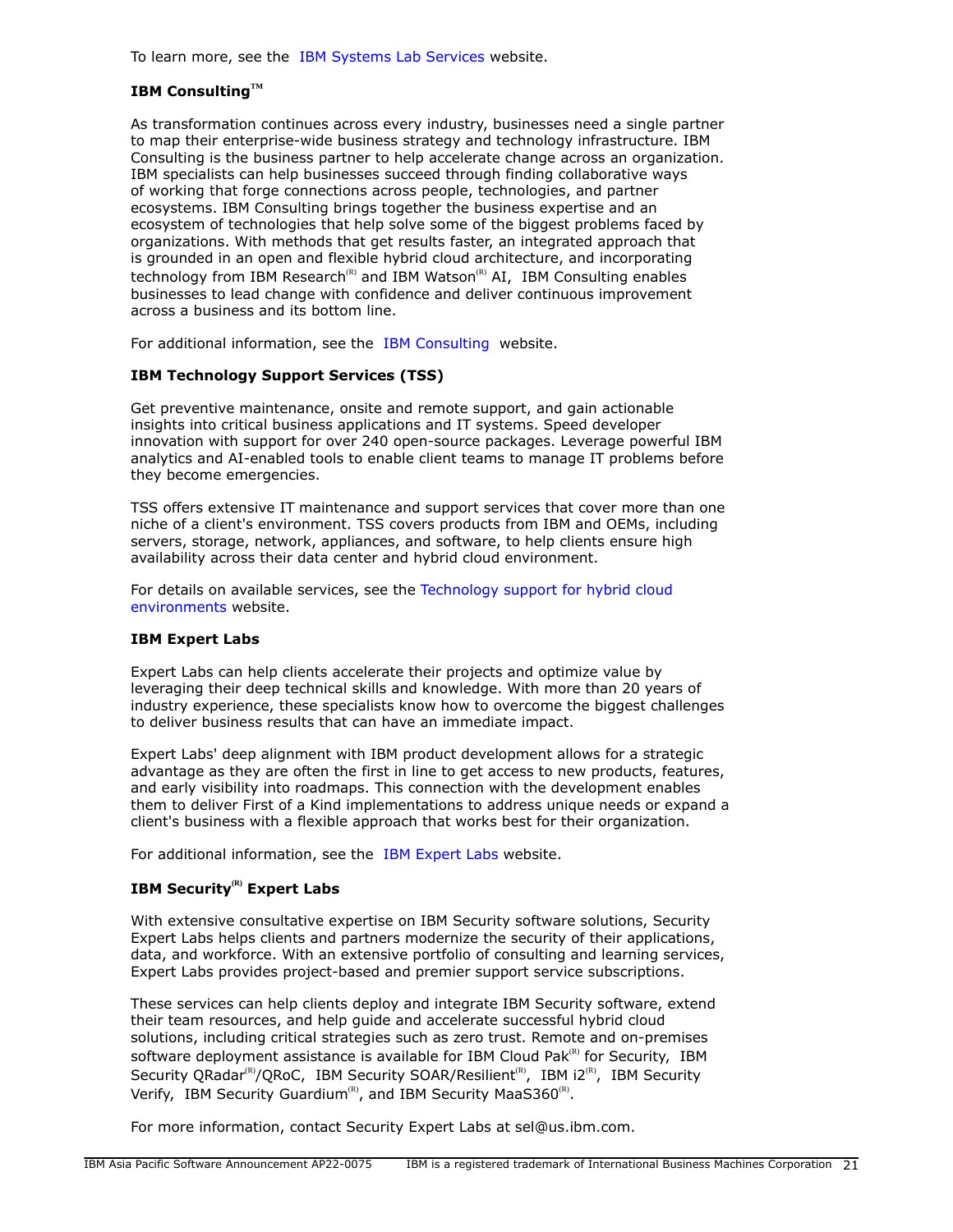To learn more, see the IBM Systems Lab Services website.

**IBM Consulting™**

As transformation continues across every industry, businesses need a single partner to map their enterprise-wide business strategy and technology infrastructure. IBM Consulting is the business partner to help accelerate change across an organization. IBM specialists can help businesses succeed through finding collaborative ways of working that forge connections across people, technologies, and partner ecosystems. IBM Consulting brings together the business expertise and an ecosystem of technologies that help solve some of the biggest problems faced by organizations. With methods that get results faster, an integrated approach that is grounded in an open and flexible hybrid cloud architecture, and incorporating technology from IBM Research(R) and IBM Watson(R) AI, IBM Consulting enables businesses to lead change with confidence and deliver continuous improvement across a business and its bottom line.

For additional information, see the IBM Consulting website.

**IBM Technology Support Services (TSS)**

Get preventive maintenance, onsite and remote support, and gain actionable insights into critical business applications and IT systems. Speed developer innovation with support for over 240 open-source packages. Leverage powerful IBM analytics and AI-enabled tools to enable client teams to manage IT problems before they become emergencies.

TSS offers extensive IT maintenance and support services that cover more than one niche of a client's environment. TSS covers products from IBM and OEMs, including servers, storage, network, appliances, and software, to help clients ensure high availability across their data center and hybrid cloud environment.

For details on available services, see the Technology support for hybrid cloud environments website.

**IBM Expert Labs**

Expert Labs can help clients accelerate their projects and optimize value by leveraging their deep technical skills and knowledge. With more than 20 years of industry experience, these specialists know how to overcome the biggest challenges to deliver business results that can have an immediate impact.

Expert Labs' deep alignment with IBM product development allows for a strategic advantage as they are often the first in line to get access to new products, features, and early visibility into roadmaps. This connection with the development enables them to deliver First of a Kind implementations to address unique needs or expand a client's business with a flexible approach that works best for their organization.

For additional information, see the IBM Expert Labs website.

**IBM Security(R) Expert Labs**

With extensive consultative expertise on IBM Security software solutions, Security Expert Labs helps clients and partners modernize the security of their applications, data, and workforce. With an extensive portfolio of consulting and learning services, Expert Labs provides project-based and premier support service subscriptions.

These services can help clients deploy and integrate IBM Security software, extend their team resources, and help guide and accelerate successful hybrid cloud solutions, including critical strategies such as zero trust. Remote and on-premises software deployment assistance is available for IBM Cloud Pak(R) for Security, IBM Security QRadar(R)/QRoC, IBM Security SOAR/Resilient(R), IBM i2(R), IBM Security Verify, IBM Security Guardium(R), and IBM Security MaaS360(R).

For more information, contact Security Expert Labs at sel@us.ibm.com.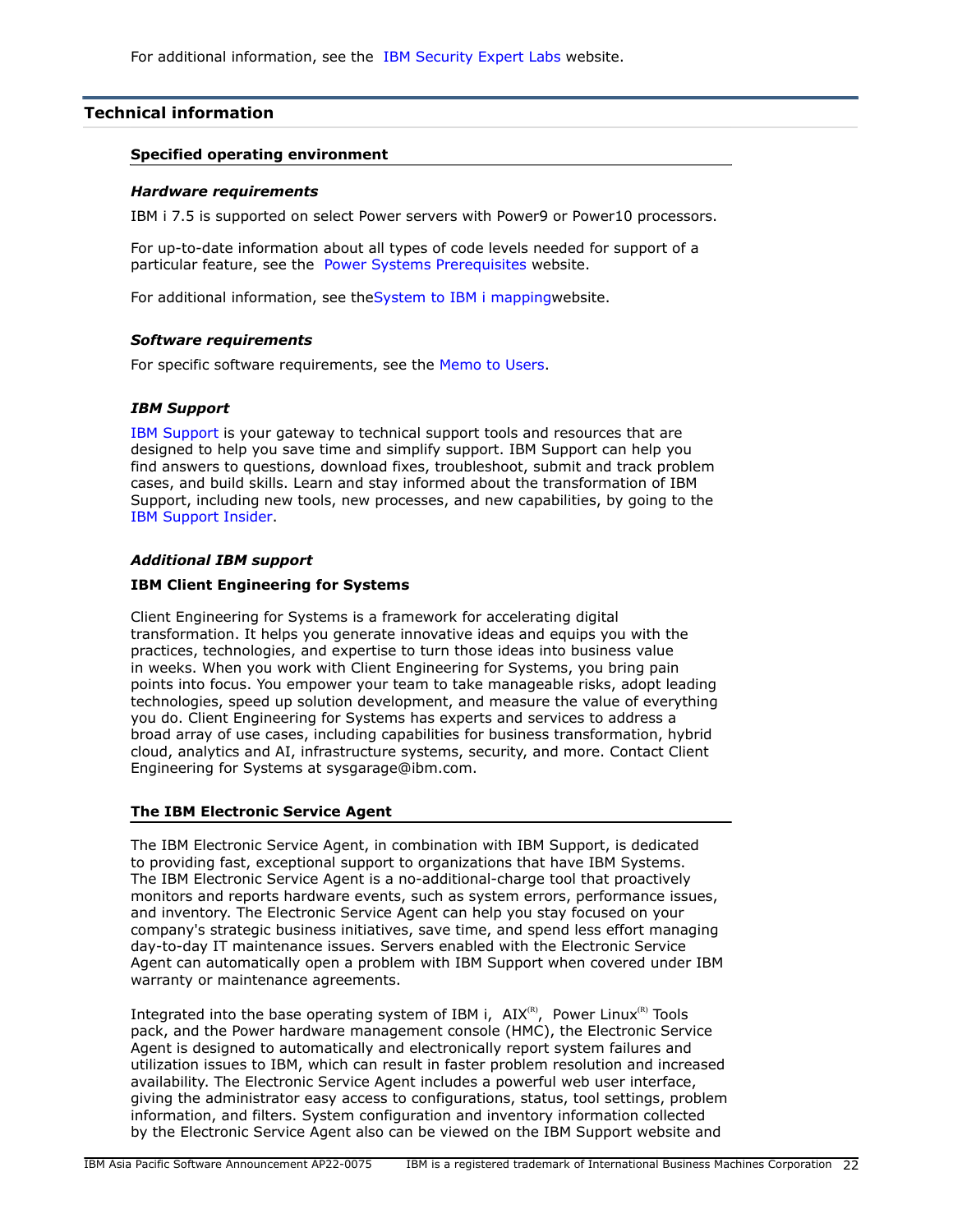For additional information, see the IBM Security Expert Labs website.

## Technical information

### Specified operating environment

#### *Hardware requirements*

IBM i 7.5 is supported on select Power servers with Power9 or Power10 processors.

For up-to-date information about all types of code levels needed for support of a particular feature, see the Power Systems Prerequisites website.

For additional information, see theSystem to IBM i mappingwebsite.

#### *Software requirements*

For specific software requirements, see the Memo to Users.

#### *IBM Support*

IBM Support is your gateway to technical support tools and resources that are designed to help you save time and simplify support. IBM Support can help you find answers to questions, download fixes, troubleshoot, submit and track problem cases, and build skills. Learn and stay informed about the transformation of IBM Support, including new tools, new processes, and new capabilities, by going to the IBM Support Insider.

#### *Additional IBM support*

**IBM Client Engineering for Systems**

Client Engineering for Systems is a framework for accelerating digital transformation. It helps you generate innovative ideas and equips you with the practices, technologies, and expertise to turn those ideas into business value in weeks. When you work with Client Engineering for Systems, you bring pain points into focus. You empower your team to take manageable risks, adopt leading technologies, speed up solution development, and measure the value of everything you do. Client Engineering for Systems has experts and services to address a broad array of use cases, including capabilities for business transformation, hybrid cloud, analytics and AI, infrastructure systems, security, and more. Contact Client Engineering for Systems at sysgarage@ibm.com.

### The IBM Electronic Service Agent

The IBM Electronic Service Agent, in combination with IBM Support, is dedicated to providing fast, exceptional support to organizations that have IBM Systems. The IBM Electronic Service Agent is a no-additional-charge tool that proactively monitors and reports hardware events, such as system errors, performance issues, and inventory. The Electronic Service Agent can help you stay focused on your company's strategic business initiatives, save time, and spend less effort managing day-to-day IT maintenance issues. Servers enabled with the Electronic Service Agent can automatically open a problem with IBM Support when covered under IBM warranty or maintenance agreements.

Integrated into the base operating system of IBM i, AIX(R), Power Linux(R) Tools pack, and the Power hardware management console (HMC), the Electronic Service Agent is designed to automatically and electronically report system failures and utilization issues to IBM, which can result in faster problem resolution and increased availability. The Electronic Service Agent includes a powerful web user interface, giving the administrator easy access to configurations, status, tool settings, problem information, and filters. System configuration and inventory information collected by the Electronic Service Agent also can be viewed on the IBM Support website and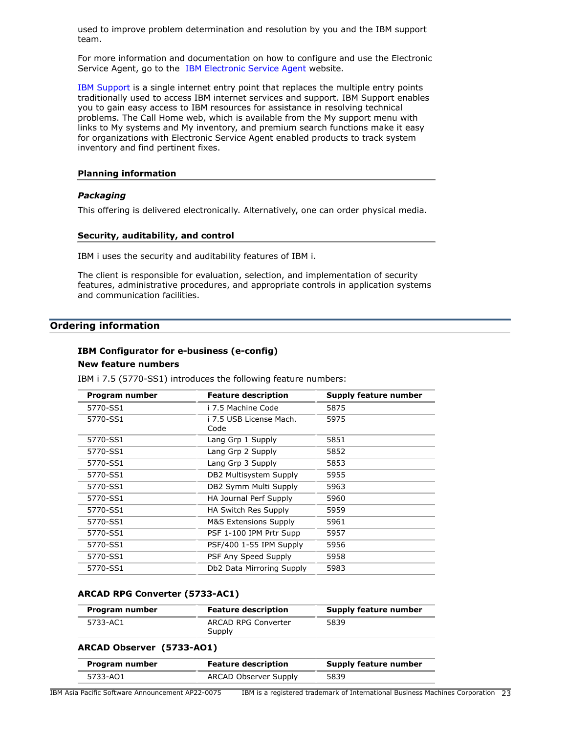used to improve problem determination and resolution by you and the IBM support team.

For more information and documentation on how to configure and use the Electronic Service Agent, go to the IBM Electronic Service Agent website.

IBM Support is a single internet entry point that replaces the multiple entry points traditionally used to access IBM internet services and support. IBM Support enables you to gain easy access to IBM resources for assistance in resolving technical problems. The Call Home web, which is available from the My support menu with links to My systems and My inventory, and premium search functions make it easy for organizations with Electronic Service Agent enabled products to track system inventory and find pertinent fixes.

### Planning information

#### *Packaging*

This offering is delivered electronically. Alternatively, one can order physical media.

### Security, auditability, and control

IBM i uses the security and auditability features of IBM i.

The client is responsible for evaluation, selection, and implementation of security features, administrative procedures, and appropriate controls in application systems and communication facilities.

## Ordering information

### IBM Configurator for e-business (e-config)

**New feature numbers**

IBM i 7.5 (5770-SS1) introduces the following feature numbers:

| Program number | Feature description | Supply feature number |
|---|---|---|
| 5770-SS1 | i 7.5 Machine Code | 5875 |
| 5770-SS1 | i 7.5 USB License Mach. Code | 5975 |
| 5770-SS1 | Lang Grp 1 Supply | 5851 |
| 5770-SS1 | Lang Grp 2 Supply | 5852 |
| 5770-SS1 | Lang Grp 3 Supply | 5853 |
| 5770-SS1 | DB2 Multisystem Supply | 5955 |
| 5770-SS1 | DB2 Symm Multi Supply | 5963 |
| 5770-SS1 | HA Journal Perf Supply | 5960 |
| 5770-SS1 | HA Switch Res Supply | 5959 |
| 5770-SS1 | M&S Extensions Supply | 5961 |
| 5770-SS1 | PSF 1-100 IPM Prtr Supp | 5957 |
| 5770-SS1 | PSF/400 1-55 IPM Supply | 5956 |
| 5770-SS1 | PSF Any Speed Supply | 5958 |
| 5770-SS1 | Db2 Data Mirroring Supply | 5983 |

### ARCAD RPG Converter (5733-AC1)

| Program number | Feature description | Supply feature number |
|---|---|---|
| 5733-AC1 | ARCAD RPG Converter Supply | 5839 |

### ARCAD Observer (5733-AO1)

| Program number | Feature description | Supply feature number |
|---|---|---|
| 5733-AO1 | ARCAD Observer Supply | 5839 |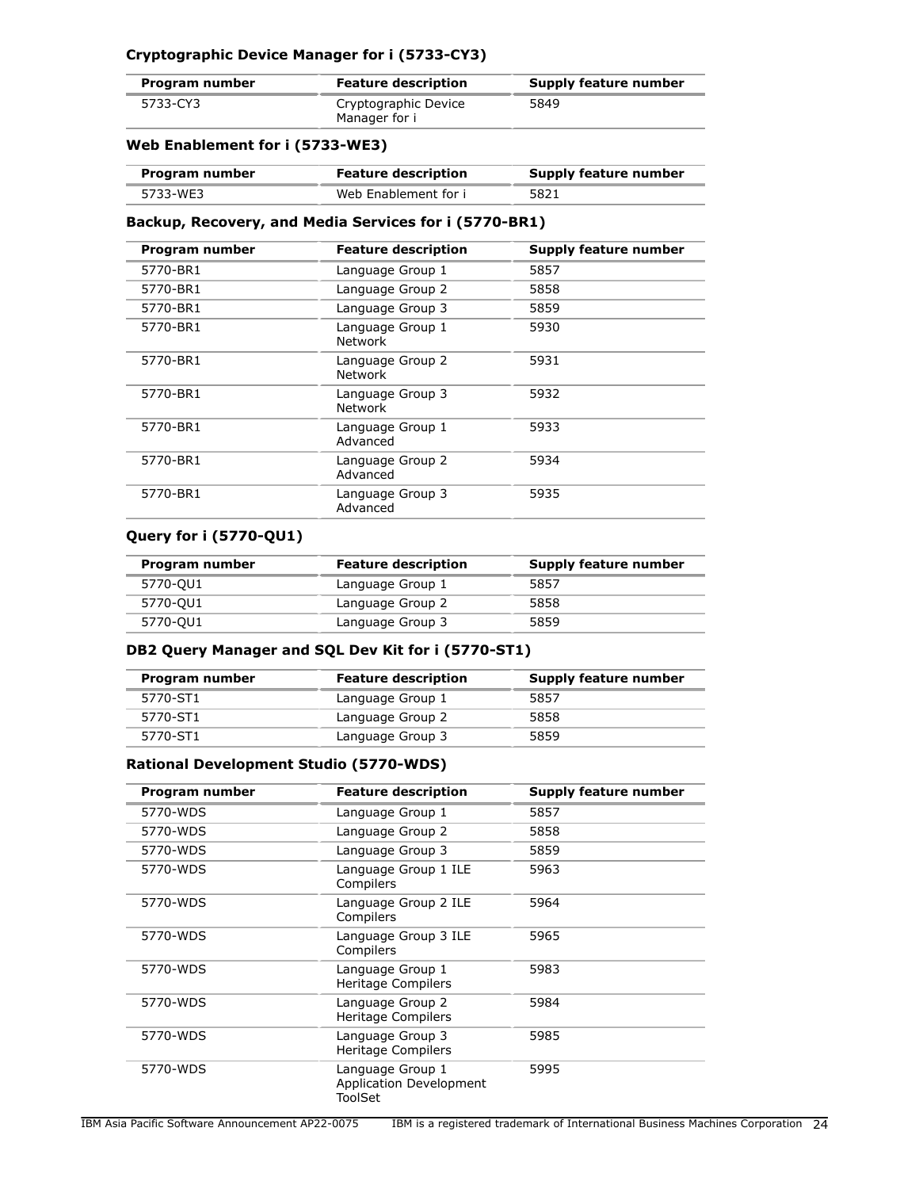### Cryptographic Device Manager for i (5733-CY3)

| Program number | Feature description | Supply feature number |
| --- | --- | --- |
| 5733-CY3 | Cryptographic Device Manager for i | 5849 |

### Web Enablement for i (5733-WE3)

| Program number | Feature description | Supply feature number |
| --- | --- | --- |
| 5733-WE3 | Web Enablement for i | 5821 |

### Backup, Recovery, and Media Services for i (5770-BR1)

| Program number | Feature description | Supply feature number |
| --- | --- | --- |
| 5770-BR1 | Language Group 1 | 5857 |
| 5770-BR1 | Language Group 2 | 5858 |
| 5770-BR1 | Language Group 3 | 5859 |
| 5770-BR1 | Language Group 1 Network | 5930 |
| 5770-BR1 | Language Group 2 Network | 5931 |
| 5770-BR1 | Language Group 3 Network | 5932 |
| 5770-BR1 | Language Group 1 Advanced | 5933 |
| 5770-BR1 | Language Group 2 Advanced | 5934 |
| 5770-BR1 | Language Group 3 Advanced | 5935 |

### Query for i (5770-QU1)

| Program number | Feature description | Supply feature number |
| --- | --- | --- |
| 5770-QU1 | Language Group 1 | 5857 |
| 5770-QU1 | Language Group 2 | 5858 |
| 5770-QU1 | Language Group 3 | 5859 |

### DB2 Query Manager and SQL Dev Kit for i (5770-ST1)

| Program number | Feature description | Supply feature number |
| --- | --- | --- |
| 5770-ST1 | Language Group 1 | 5857 |
| 5770-ST1 | Language Group 2 | 5858 |
| 5770-ST1 | Language Group 3 | 5859 |

### Rational Development Studio (5770-WDS)

| Program number | Feature description | Supply feature number |
| --- | --- | --- |
| 5770-WDS | Language Group 1 | 5857 |
| 5770-WDS | Language Group 2 | 5858 |
| 5770-WDS | Language Group 3 | 5859 |
| 5770-WDS | Language Group 1 ILE Compilers | 5963 |
| 5770-WDS | Language Group 2 ILE Compilers | 5964 |
| 5770-WDS | Language Group 3 ILE Compilers | 5965 |
| 5770-WDS | Language Group 1 Heritage Compilers | 5983 |
| 5770-WDS | Language Group 2 Heritage Compilers | 5984 |
| 5770-WDS | Language Group 3 Heritage Compilers | 5985 |
| 5770-WDS | Language Group 1 Application Development ToolSet | 5995 |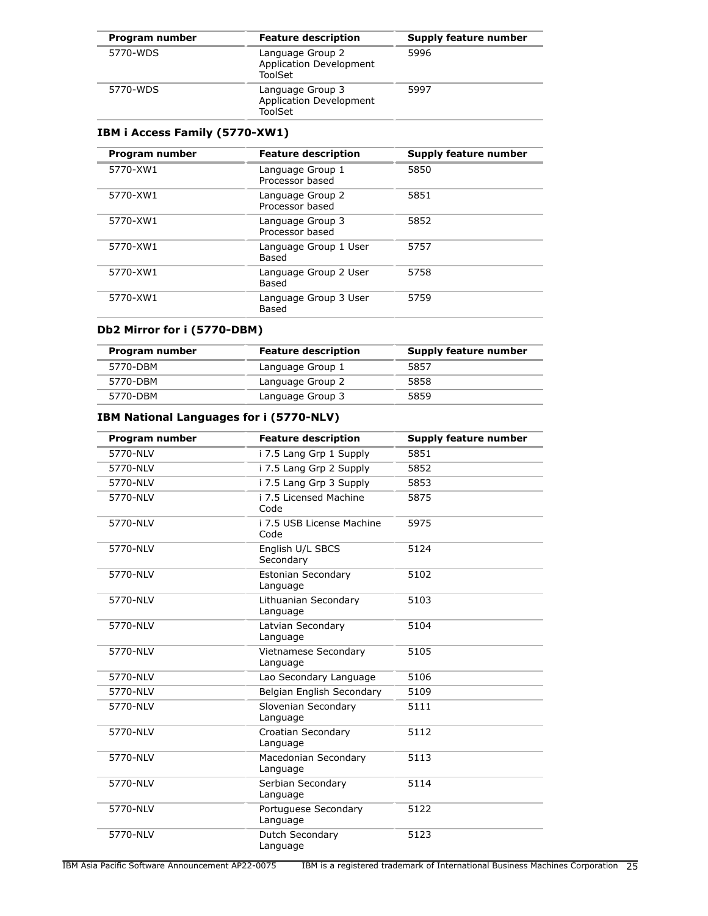| Program number | Feature description | Supply feature number |
| --- | --- | --- |
| 5770-WDS | Language Group 2 Application Development ToolSet | 5996 |
| 5770-WDS | Language Group 3 Application Development ToolSet | 5997 |

### IBM i Access Family (5770-XW1)

| Program number | Feature description | Supply feature number |
| --- | --- | --- |
| 5770-XW1 | Language Group 1 Processor based | 5850 |
| 5770-XW1 | Language Group 2 Processor based | 5851 |
| 5770-XW1 | Language Group 3 Processor based | 5852 |
| 5770-XW1 | Language Group 1 User Based | 5757 |
| 5770-XW1 | Language Group 2 User Based | 5758 |
| 5770-XW1 | Language Group 3 User Based | 5759 |

### Db2 Mirror for i (5770-DBM)

| Program number | Feature description | Supply feature number |
| --- | --- | --- |
| 5770-DBM | Language Group 1 | 5857 |
| 5770-DBM | Language Group 2 | 5858 |
| 5770-DBM | Language Group 3 | 5859 |

### IBM National Languages for i (5770-NLV)

| Program number | Feature description | Supply feature number |
| --- | --- | --- |
| 5770-NLV | i 7.5 Lang Grp 1 Supply | 5851 |
| 5770-NLV | i 7.5 Lang Grp 2 Supply | 5852 |
| 5770-NLV | i 7.5 Lang Grp 3 Supply | 5853 |
| 5770-NLV | i 7.5 Licensed Machine Code | 5875 |
| 5770-NLV | i 7.5 USB License Machine Code | 5975 |
| 5770-NLV | English U/L SBCS Secondary | 5124 |
| 5770-NLV | Estonian Secondary Language | 5102 |
| 5770-NLV | Lithuanian Secondary Language | 5103 |
| 5770-NLV | Latvian Secondary Language | 5104 |
| 5770-NLV | Vietnamese Secondary Language | 5105 |
| 5770-NLV | Lao Secondary Language | 5106 |
| 5770-NLV | Belgian English Secondary | 5109 |
| 5770-NLV | Slovenian Secondary Language | 5111 |
| 5770-NLV | Croatian Secondary Language | 5112 |
| 5770-NLV | Macedonian Secondary Language | 5113 |
| 5770-NLV | Serbian Secondary Language | 5114 |
| 5770-NLV | Portuguese Secondary Language | 5122 |
| 5770-NLV | Dutch Secondary Language | 5123 |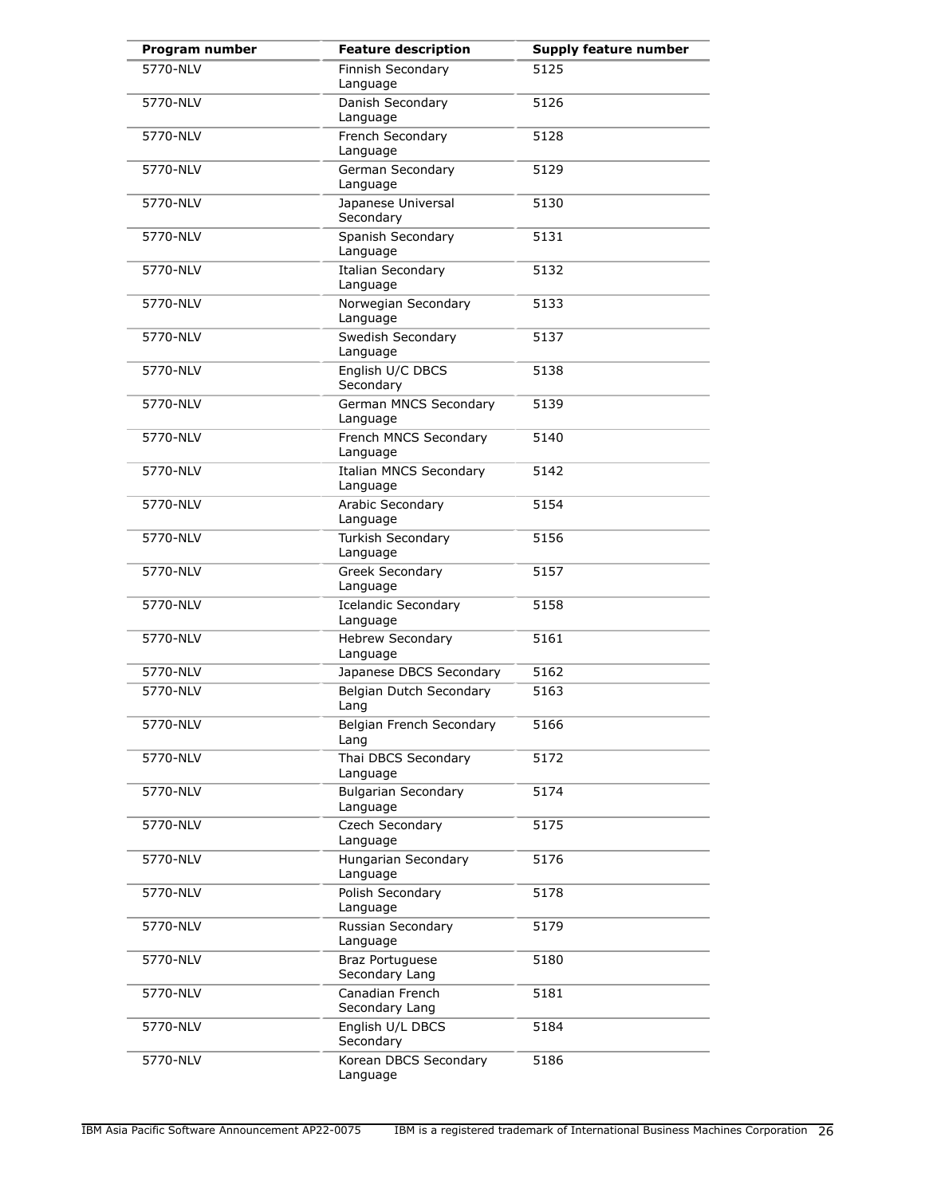| Program number | Feature description | Supply feature number |
| --- | --- | --- |
| 5770-NLV | Finnish Secondary Language | 5125 |
| 5770-NLV | Danish Secondary Language | 5126 |
| 5770-NLV | French Secondary Language | 5128 |
| 5770-NLV | German Secondary Language | 5129 |
| 5770-NLV | Japanese Universal Secondary | 5130 |
| 5770-NLV | Spanish Secondary Language | 5131 |
| 5770-NLV | Italian Secondary Language | 5132 |
| 5770-NLV | Norwegian Secondary Language | 5133 |
| 5770-NLV | Swedish Secondary Language | 5137 |
| 5770-NLV | English U/C DBCS Secondary | 5138 |
| 5770-NLV | German MNCS Secondary Language | 5139 |
| 5770-NLV | French MNCS Secondary Language | 5140 |
| 5770-NLV | Italian MNCS Secondary Language | 5142 |
| 5770-NLV | Arabic Secondary Language | 5154 |
| 5770-NLV | Turkish Secondary Language | 5156 |
| 5770-NLV | Greek Secondary Language | 5157 |
| 5770-NLV | Icelandic Secondary Language | 5158 |
| 5770-NLV | Hebrew Secondary Language | 5161 |
| 5770-NLV | Japanese DBCS Secondary | 5162 |
| 5770-NLV | Belgian Dutch Secondary Lang | 5163 |
| 5770-NLV | Belgian French Secondary Lang | 5166 |
| 5770-NLV | Thai DBCS Secondary Language | 5172 |
| 5770-NLV | Bulgarian Secondary Language | 5174 |
| 5770-NLV | Czech Secondary Language | 5175 |
| 5770-NLV | Hungarian Secondary Language | 5176 |
| 5770-NLV | Polish Secondary Language | 5178 |
| 5770-NLV | Russian Secondary Language | 5179 |
| 5770-NLV | Braz Portuguese Secondary Lang | 5180 |
| 5770-NLV | Canadian French Secondary Lang | 5181 |
| 5770-NLV | English U/L DBCS Secondary | 5184 |
| 5770-NLV | Korean DBCS Secondary Language | 5186 |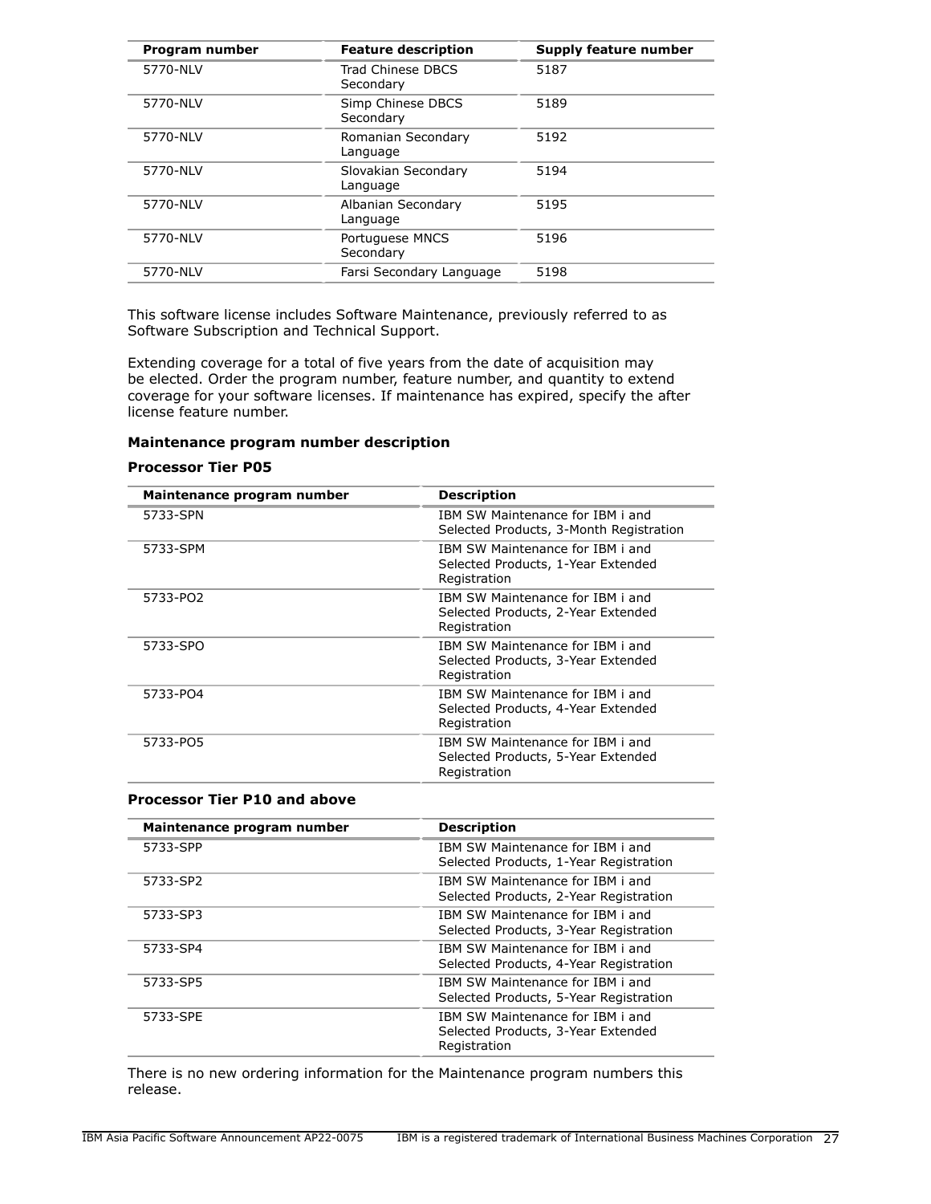| Program number | Feature description | Supply feature number |
|---|---|---|
| 5770-NLV | Trad Chinese DBCS Secondary | 5187 |
| 5770-NLV | Simp Chinese DBCS Secondary | 5189 |
| 5770-NLV | Romanian Secondary Language | 5192 |
| 5770-NLV | Slovakian Secondary Language | 5194 |
| 5770-NLV | Albanian Secondary Language | 5195 |
| 5770-NLV | Portuguese MNCS Secondary | 5196 |
| 5770-NLV | Farsi Secondary Language | 5198 |

This software license includes Software Maintenance, previously referred to as Software Subscription and Technical Support.

Extending coverage for a total of five years from the date of acquisition may be elected. Order the program number, feature number, and quantity to extend coverage for your software licenses. If maintenance has expired, specify the after license feature number.

**Maintenance program number description**

**Processor Tier P05**

| Maintenance program number | Description |
|---|---|
| 5733-SPN | IBM SW Maintenance for IBM i and Selected Products, 3-Month Registration |
| 5733-SPM | IBM SW Maintenance for IBM i and Selected Products, 1-Year Extended Registration |
| 5733-PO2 | IBM SW Maintenance for IBM i and Selected Products, 2-Year Extended Registration |
| 5733-SPO | IBM SW Maintenance for IBM i and Selected Products, 3-Year Extended Registration |
| 5733-PO4 | IBM SW Maintenance for IBM i and Selected Products, 4-Year Extended Registration |
| 5733-PO5 | IBM SW Maintenance for IBM i and Selected Products, 5-Year Extended Registration |

**Processor Tier P10 and above**

| Maintenance program number | Description |
|---|---|
| 5733-SPP | IBM SW Maintenance for IBM i and Selected Products, 1-Year Registration |
| 5733-SP2 | IBM SW Maintenance for IBM i and Selected Products, 2-Year Registration |
| 5733-SP3 | IBM SW Maintenance for IBM i and Selected Products, 3-Year Registration |
| 5733-SP4 | IBM SW Maintenance for IBM i and Selected Products, 4-Year Registration |
| 5733-SP5 | IBM SW Maintenance for IBM i and Selected Products, 5-Year Registration |
| 5733-SPE | IBM SW Maintenance for IBM i and Selected Products, 3-Year Extended Registration |

There is no new ordering information for the Maintenance program numbers this release.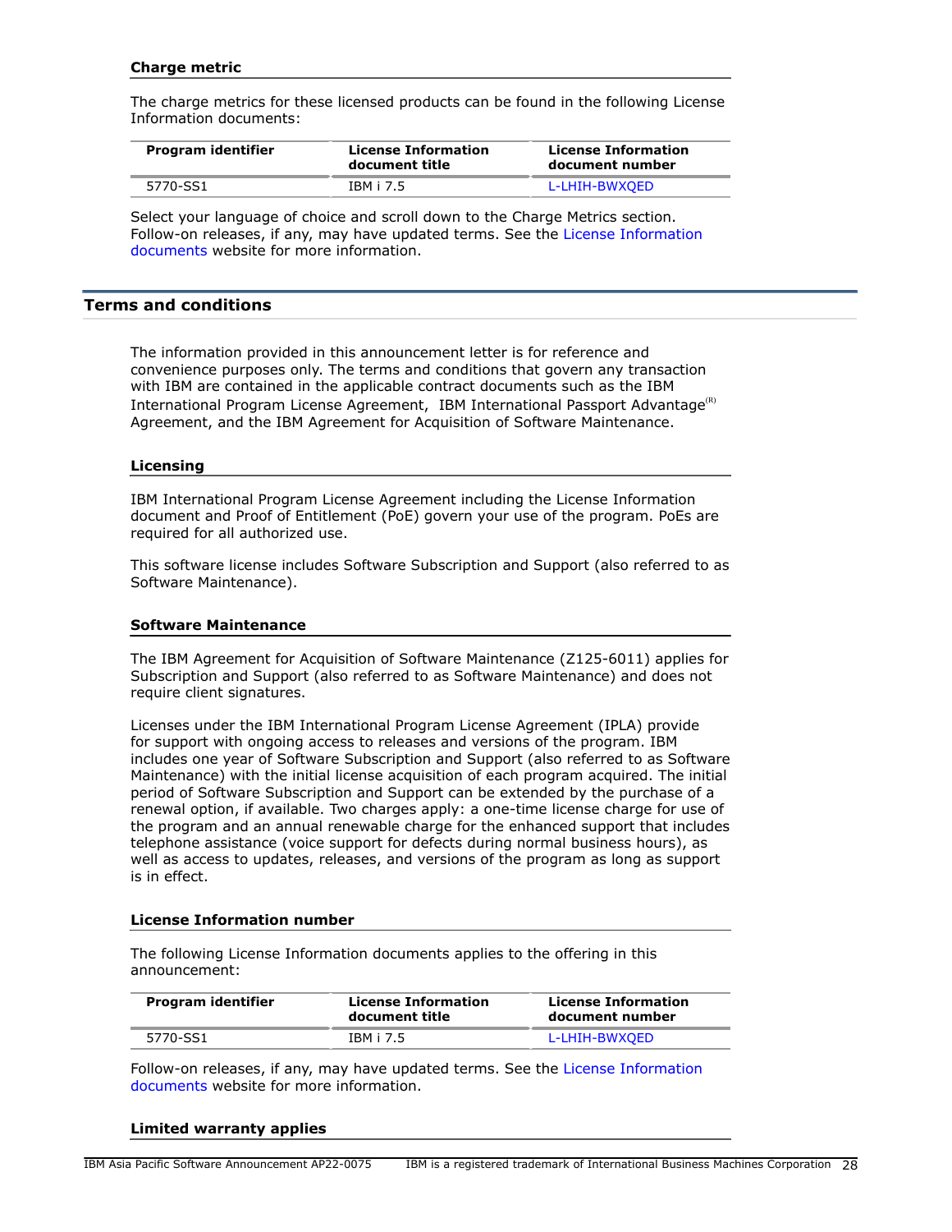### Charge metric

The charge metrics for these licensed products can be found in the following License Information documents:

| Program identifier | License Information document title | License Information document number |
|---|---|---|
| 5770-SS1 | IBM i 7.5 | L-LHIH-BWXQED |

Select your language of choice and scroll down to the Charge Metrics section. Follow-on releases, if any, may have updated terms. See the License Information documents website for more information.

## Terms and conditions

The information provided in this announcement letter is for reference and convenience purposes only. The terms and conditions that govern any transaction with IBM are contained in the applicable contract documents such as the IBM International Program License Agreement, IBM International Passport Advantage(R) Agreement, and the IBM Agreement for Acquisition of Software Maintenance.

### Licensing

IBM International Program License Agreement including the License Information document and Proof of Entitlement (PoE) govern your use of the program. PoEs are required for all authorized use.

This software license includes Software Subscription and Support (also referred to as Software Maintenance).

### Software Maintenance

The IBM Agreement for Acquisition of Software Maintenance (Z125-6011) applies for Subscription and Support (also referred to as Software Maintenance) and does not require client signatures.

Licenses under the IBM International Program License Agreement (IPLA) provide for support with ongoing access to releases and versions of the program. IBM includes one year of Software Subscription and Support (also referred to as Software Maintenance) with the initial license acquisition of each program acquired. The initial period of Software Subscription and Support can be extended by the purchase of a renewal option, if available. Two charges apply: a one-time license charge for use of the program and an annual renewable charge for the enhanced support that includes telephone assistance (voice support for defects during normal business hours), as well as access to updates, releases, and versions of the program as long as support is in effect.

### License Information number

The following License Information documents applies to the offering in this announcement:

| Program identifier | License Information document title | License Information document number |
|---|---|---|
| 5770-SS1 | IBM i 7.5 | L-LHIH-BWXQED |

Follow-on releases, if any, may have updated terms. See the License Information documents website for more information.

### Limited warranty applies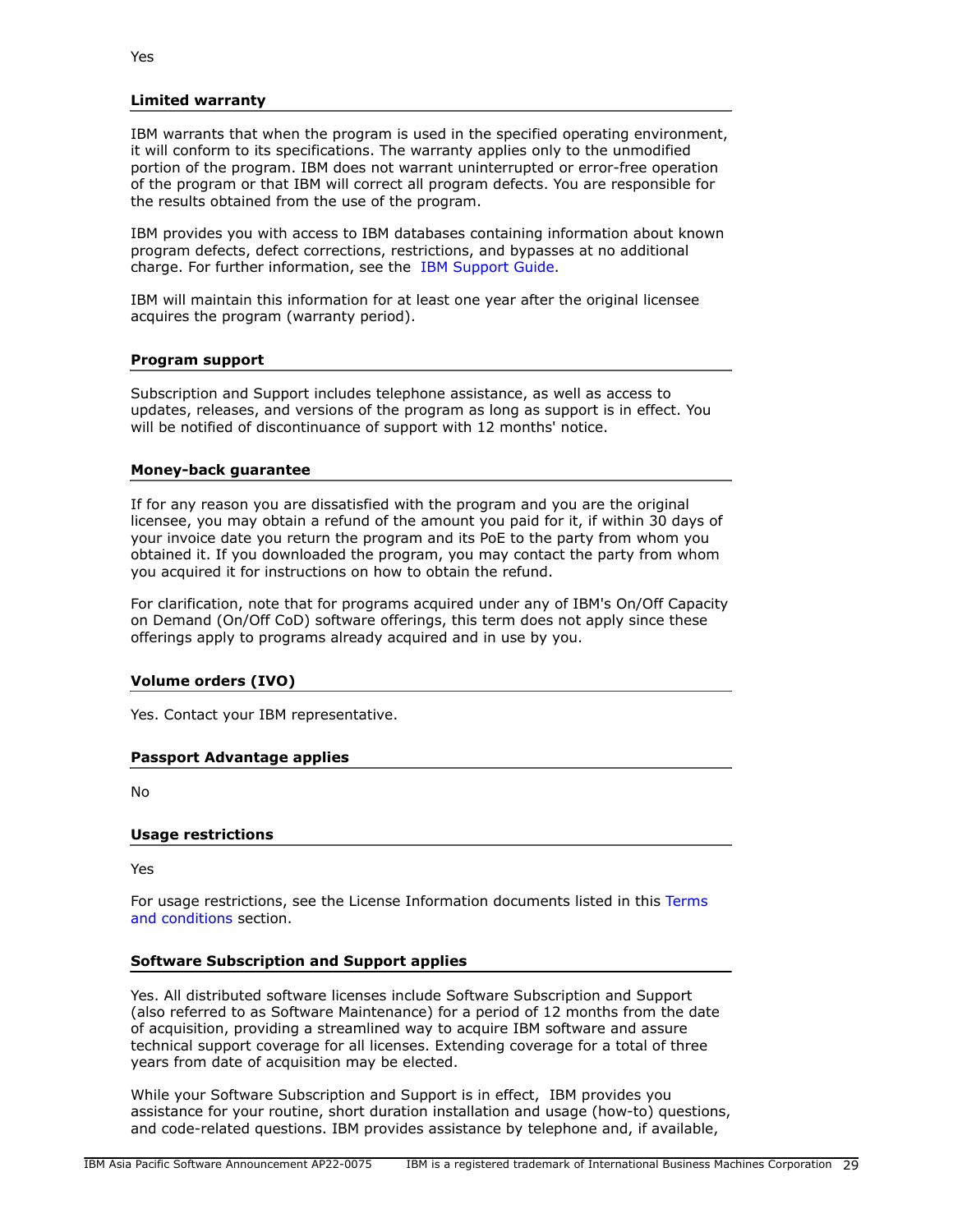Yes

### Limited warranty

IBM warrants that when the program is used in the specified operating environment, it will conform to its specifications. The warranty applies only to the unmodified portion of the program. IBM does not warrant uninterrupted or error-free operation of the program or that IBM will correct all program defects. You are responsible for the results obtained from the use of the program.

IBM provides you with access to IBM databases containing information about known program defects, defect corrections, restrictions, and bypasses at no additional charge. For further information, see the IBM Support Guide.

IBM will maintain this information for at least one year after the original licensee acquires the program (warranty period).

### Program support

Subscription and Support includes telephone assistance, as well as access to updates, releases, and versions of the program as long as support is in effect. You will be notified of discontinuance of support with 12 months' notice.

### Money-back guarantee

If for any reason you are dissatisfied with the program and you are the original licensee, you may obtain a refund of the amount you paid for it, if within 30 days of your invoice date you return the program and its PoE to the party from whom you obtained it. If you downloaded the program, you may contact the party from whom you acquired it for instructions on how to obtain the refund.

For clarification, note that for programs acquired under any of IBM's On/Off Capacity on Demand (On/Off CoD) software offerings, this term does not apply since these offerings apply to programs already acquired and in use by you.

### Volume orders (IVO)

Yes. Contact your IBM representative.

### Passport Advantage applies

No

### Usage restrictions

Yes

For usage restrictions, see the License Information documents listed in this Terms and conditions section.

### Software Subscription and Support applies

Yes. All distributed software licenses include Software Subscription and Support (also referred to as Software Maintenance) for a period of 12 months from the date of acquisition, providing a streamlined way to acquire IBM software and assure technical support coverage for all licenses. Extending coverage for a total of three years from date of acquisition may be elected.

While your Software Subscription and Support is in effect, IBM provides you assistance for your routine, short duration installation and usage (how-to) questions, and code-related questions. IBM provides assistance by telephone and, if available,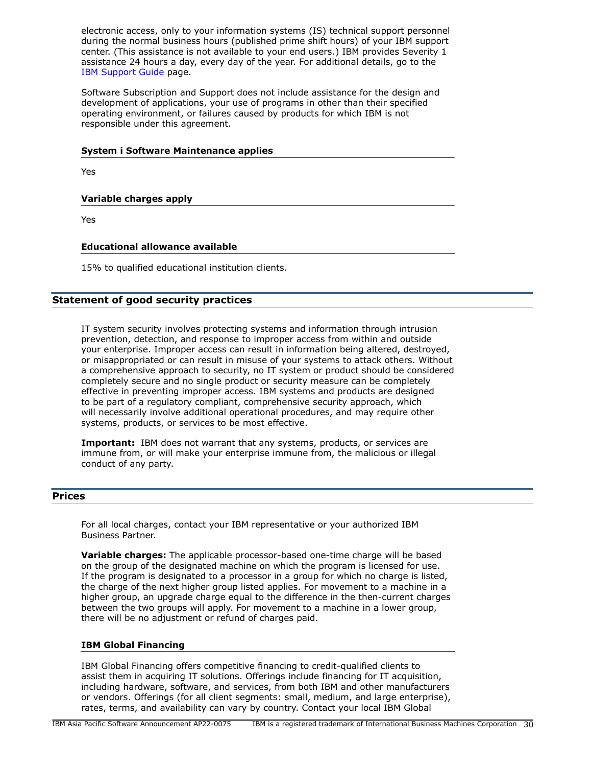electronic access, only to your information systems (IS) technical support personnel during the normal business hours (published prime shift hours) of your IBM support center. (This assistance is not available to your end users.) IBM provides Severity 1 assistance 24 hours a day, every day of the year. For additional details, go to the IBM Support Guide page.

Software Subscription and Support does not include assistance for the design and development of applications, your use of programs in other than their specified operating environment, or failures caused by products for which IBM is not responsible under this agreement.

### System i Software Maintenance applies

Yes

### Variable charges apply

Yes

### Educational allowance available

15% to qualified educational institution clients.

## Statement of good security practices

IT system security involves protecting systems and information through intrusion prevention, detection, and response to improper access from within and outside your enterprise. Improper access can result in information being altered, destroyed, or misappropriated or can result in misuse of your systems to attack others. Without a comprehensive approach to security, no IT system or product should be considered completely secure and no single product or security measure can be completely effective in preventing improper access. IBM systems and products are designed to be part of a regulatory compliant, comprehensive security approach, which will necessarily involve additional operational procedures, and may require other systems, products, or services to be most effective.

**Important:** IBM does not warrant that any systems, products, or services are immune from, or will make your enterprise immune from, the malicious or illegal conduct of any party.

## Prices

For all local charges, contact your IBM representative or your authorized IBM Business Partner.

**Variable charges:** The applicable processor-based one-time charge will be based on the group of the designated machine on which the program is licensed for use. If the program is designated to a processor in a group for which no charge is listed, the charge of the next higher group listed applies. For movement to a machine in a higher group, an upgrade charge equal to the difference in the then-current charges between the two groups will apply. For movement to a machine in a lower group, there will be no adjustment or refund of charges paid.

### IBM Global Financing

IBM Global Financing offers competitive financing to credit-qualified clients to assist them in acquiring IT solutions. Offerings include financing for IT acquisition, including hardware, software, and services, from both IBM and other manufacturers or vendors. Offerings (for all client segments: small, medium, and large enterprise), rates, terms, and availability can vary by country. Contact your local IBM Global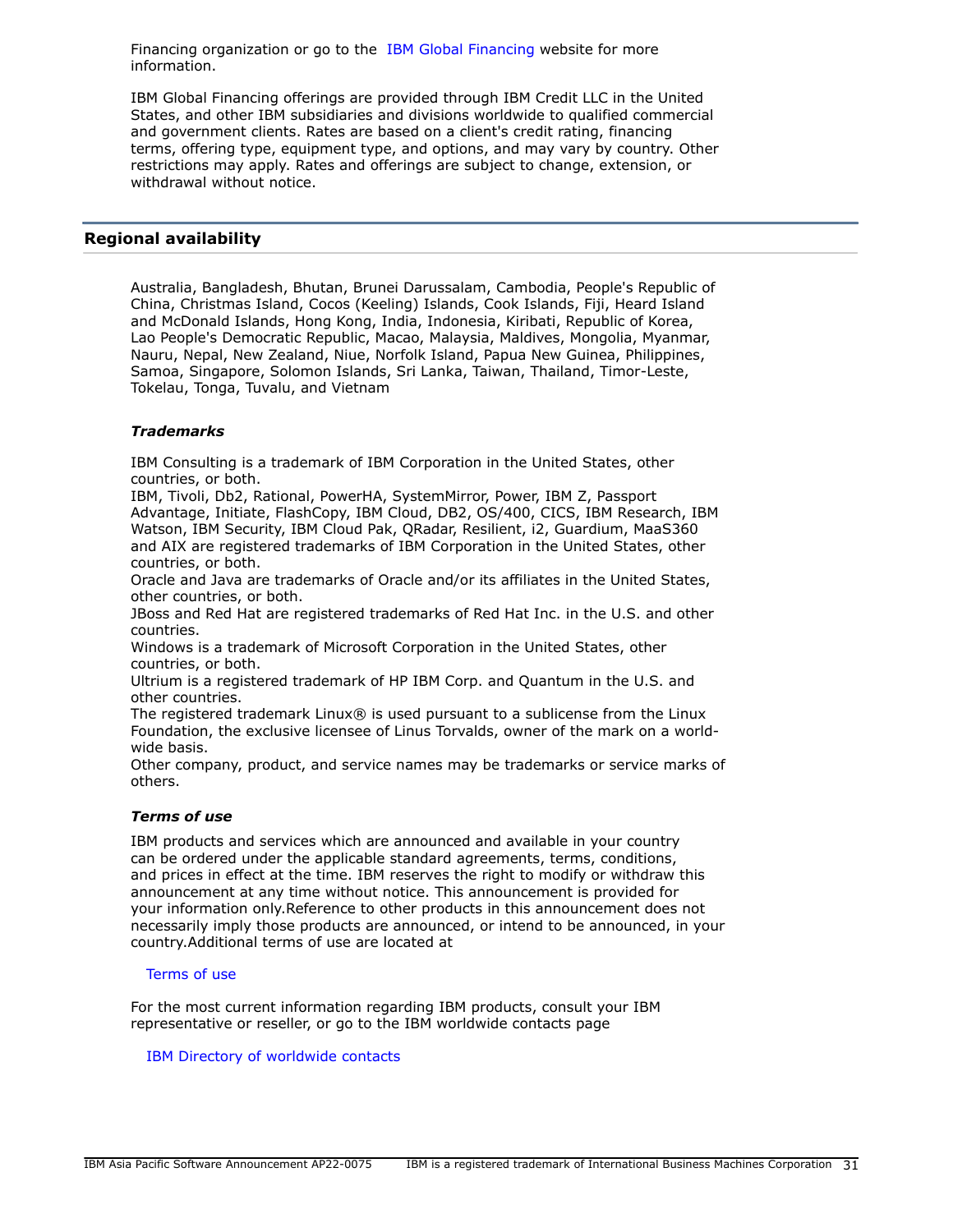Financing organization or go to the IBM Global Financing website for more information.

IBM Global Financing offerings are provided through IBM Credit LLC in the United States, and other IBM subsidiaries and divisions worldwide to qualified commercial and government clients. Rates are based on a client's credit rating, financing terms, offering type, equipment type, and options, and may vary by country. Other restrictions may apply. Rates and offerings are subject to change, extension, or withdrawal without notice.

## Regional availability

Australia, Bangladesh, Bhutan, Brunei Darussalam, Cambodia, People's Republic of China, Christmas Island, Cocos (Keeling) Islands, Cook Islands, Fiji, Heard Island and McDonald Islands, Hong Kong, India, Indonesia, Kiribati, Republic of Korea, Lao People's Democratic Republic, Macao, Malaysia, Maldives, Mongolia, Myanmar, Nauru, Nepal, New Zealand, Niue, Norfolk Island, Papua New Guinea, Philippines, Samoa, Singapore, Solomon Islands, Sri Lanka, Taiwan, Thailand, Timor-Leste, Tokelau, Tonga, Tuvalu, and Vietnam

### *Trademarks*

IBM Consulting is a trademark of IBM Corporation in the United States, other countries, or both.
IBM, Tivoli, Db2, Rational, PowerHA, SystemMirror, Power, IBM Z, Passport Advantage, Initiate, FlashCopy, IBM Cloud, DB2, OS/400, CICS, IBM Research, IBM Watson, IBM Security, IBM Cloud Pak, QRadar, Resilient, i2, Guardium, MaaS360 and AIX are registered trademarks of IBM Corporation in the United States, other countries, or both.
Oracle and Java are trademarks of Oracle and/or its affiliates in the United States, other countries, or both.
JBoss and Red Hat are registered trademarks of Red Hat Inc. in the U.S. and other countries.
Windows is a trademark of Microsoft Corporation in the United States, other countries, or both.
Ultrium is a registered trademark of HP IBM Corp. and Quantum in the U.S. and other countries.
The registered trademark Linux® is used pursuant to a sublicense from the Linux Foundation, the exclusive licensee of Linus Torvalds, owner of the mark on a world-wide basis.
Other company, product, and service names may be trademarks or service marks of others.

### *Terms of use*

IBM products and services which are announced and available in your country can be ordered under the applicable standard agreements, terms, conditions, and prices in effect at the time. IBM reserves the right to modify or withdraw this announcement at any time without notice. This announcement is provided for your information only.Reference to other products in this announcement does not necessarily imply those products are announced, or intend to be announced, in your country.Additional terms of use are located at

Terms of use

For the most current information regarding IBM products, consult your IBM representative or reseller, or go to the IBM worldwide contacts page

IBM Directory of worldwide contacts